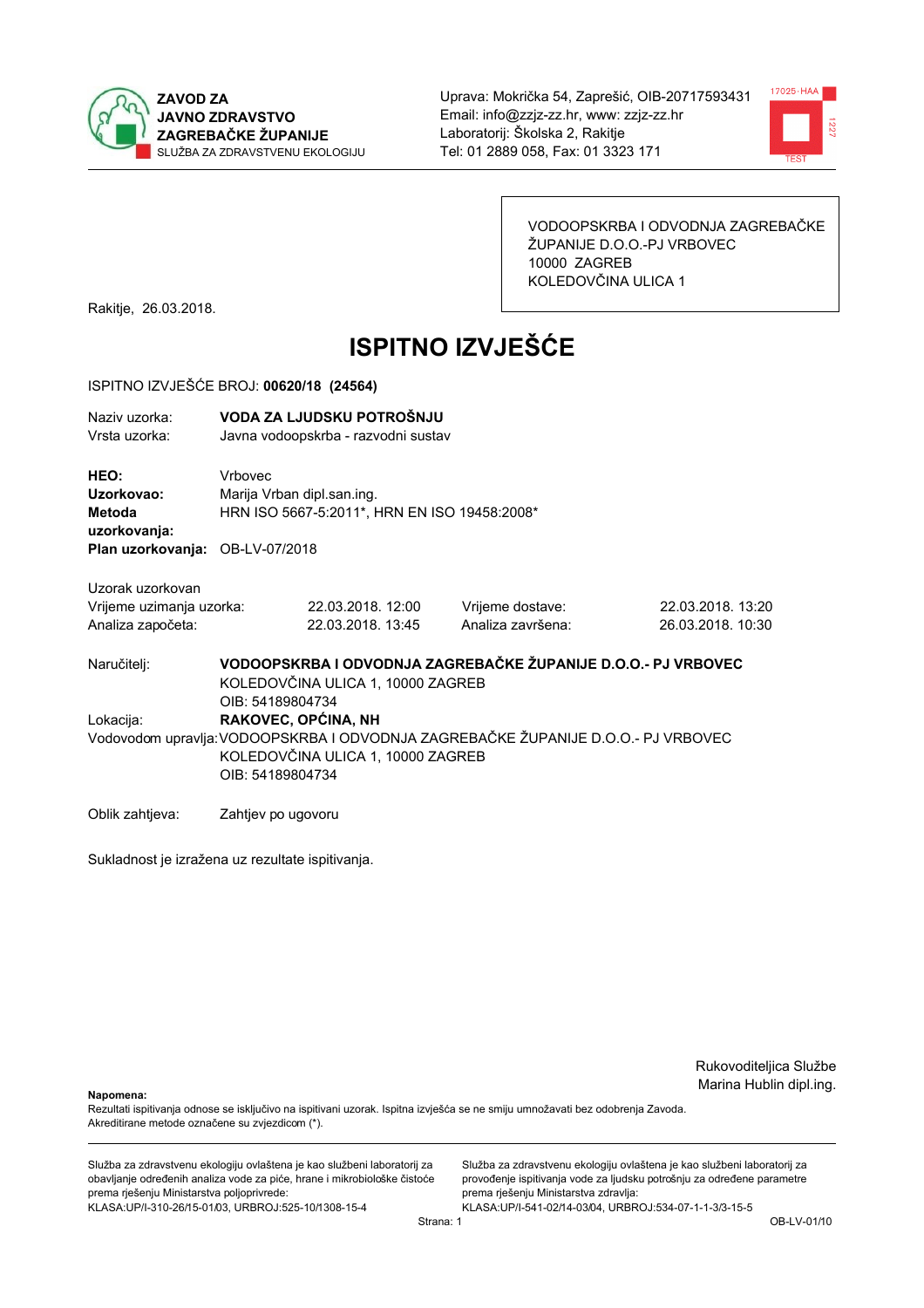**ZAVOD ZA JAVNO ZDRAVSTVO ZAGREBAČKE ŽUPANIJE**
SLUŽBA ZA ZDRAVSTVENU EKOLOGIJU

Uprava: Mokrička 54, Zaprešić, OIB-20717593431
Email: info@zzjz-zz.hr, www: zzjz-zz.hr
Laboratorij: Školska 2, Rakitje
Tel: 01 2889 058, Fax: 01 3323 171

VODOOPSKRBA I ODVODNJA ZAGREBAČKE ŽUPANIJE D.O.O.-PJ VRBOVEC
10000 ZAGREB
KOLEDOVČINA ULICA 1

Rakitje, 26.03.2018.

# ISPITNO IZVJEŠĆE

ISPITNO IZVJEŠĆE BROJ: **00620/18 (24564)**

Naziv uzorka: **VODA ZA LJUDSKU POTROŠNJU**
Vrsta uzorka: Javna vodoopskrba - razvodni sustav

**HEO:** Vrbovec
**Uzorkovao:** Marija Vrban dipl.san.ing.
**Metoda uzorkovanja:** HRN ISO 5667-5:2011*, HRN EN ISO 19458:2008*
**Plan uzorkovanja:** OB-LV-07/2018

Uzorak uzorkovan

| | | | |
|---|---|---|---|
| Vrijeme uzimanja uzorka: | 22.03.2018. 12:00 | Vrijeme dostave: | 22.03.2018. 13:20 |
| Analiza započeta: | 22.03.2018. 13:45 | Analiza završena: | 26.03.2018. 10:30 |

Naručitelj: **VODOOPSKRBA I ODVODNJA ZAGREBAČKE ŽUPANIJE D.O.O.- PJ VRBOVEC**
KOLEDOVČINA ULICA 1, 10000 ZAGREB
OIB: 54189804734

Lokacija: **RAKOVEC, OPĆINA, NH**

Vodovodom upravlja: VODOOPSKRBA I ODVODNJA ZAGREBAČKE ŽUPANIJE D.O.O.- PJ VRBOVEC
KOLEDOVČINA ULICA 1, 10000 ZAGREB
OIB: 54189804734

Oblik zahtjeva: Zahtjev po ugovoru

Sukladnost je izražena uz rezultate ispitivanja.

Rukovoditeljica Službe
Marina Hublin dipl.ing.

**Napomena:**
Rezultati ispitivanja odnose se isključivo na ispitivani uzorak. Ispitna izvješća se ne smiju umnožavati bez odobrenja Zavoda.
Akreditirane metode označene su zvjezdicom (*).

Služba za zdravstvenu ekologiju ovlaštena je kao službeni laboratorij za obavljanje određenih analiza vode za piće, hrane i mikrobiološke čistoće prema rješenju Ministarstva poljoprivrede:
KLASA:UP/I-310-26/15-01/03, URBROJ:525-10/1308-15-4

Služba za zdravstvenu ekologiju ovlaštena je kao službeni laboratorij za provođenje ispitivanja vode za ljudsku potrošnju za određene parametre prema rješenju Ministarstva zdravlja:
KLASA:UP/I-541-02/14-03/04, URBROJ:534-07-1-1-3/3-15-5

OB-LV-01/10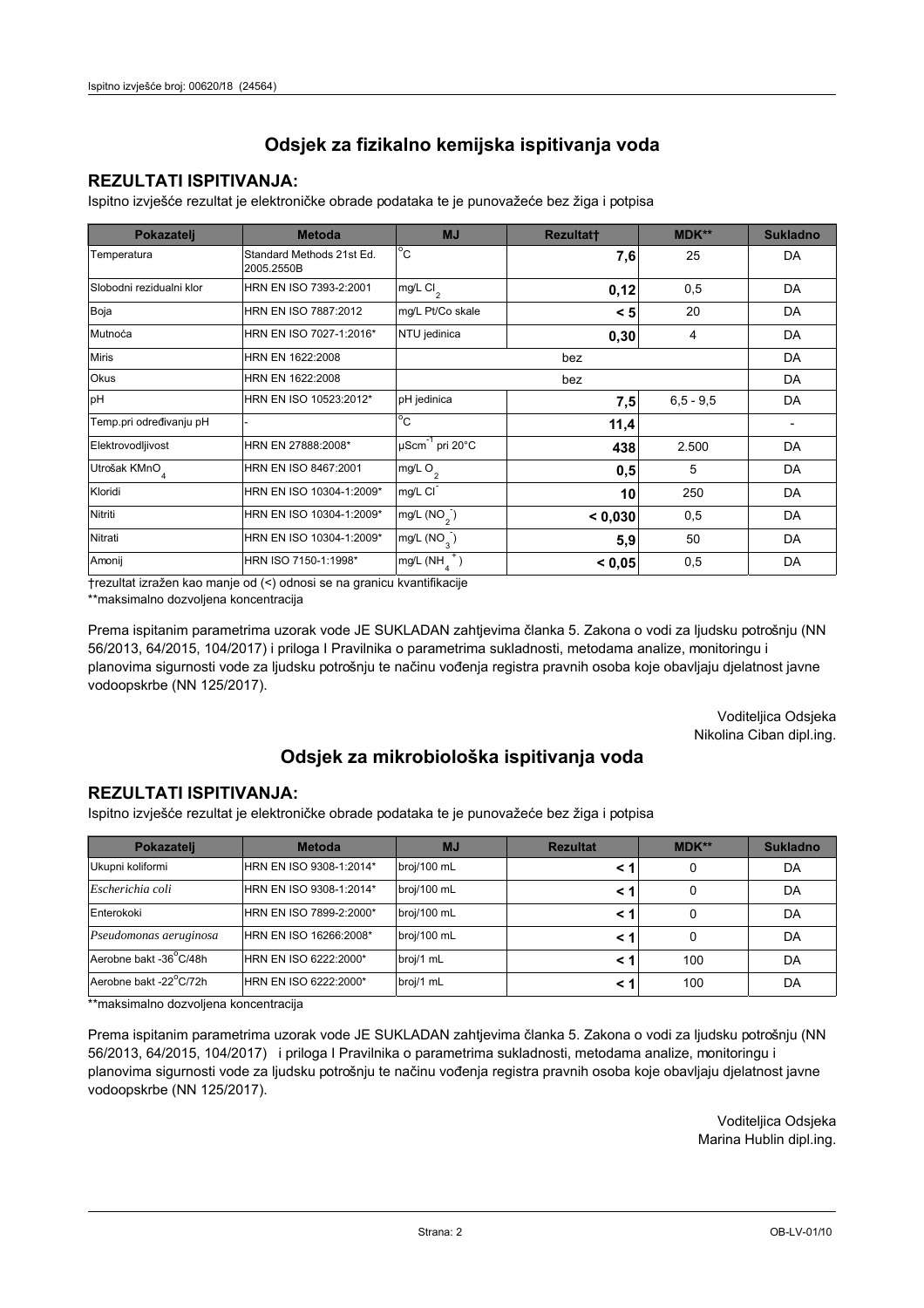# Odsjek za fizikalno kemijska ispitivanja voda

## REZULTATI ISPITIVANJA:

Ispitno izvješće rezultat je elektroničke obrade podataka te je punovažeće bez žiga i potpisa

| Pokazatelj | Metoda | MJ | Rezultat† | MDK** | Sukladno |
|---|---|---|---|---|---|
| Temperatura | Standard Methods 21st Ed. 2005.2550B | °C | **7,6** | 25 | DA |
| Slobodni rezidualni klor | HRN EN ISO 7393-2:2001 | mg/L $Cl_2$ | **0,12** | 0,5 | DA |
| Boja | HRN EN ISO 7887:2012 | mg/L Pt/Co skale | **< 5** | 20 | DA |
| Mutnoća | HRN EN ISO 7027-1:2016* | NTU jedinica | **0,30** | 4 | DA |
| Miris | HRN EN 1622:2008 | bez | | | DA |
| Okus | HRN EN 1622:2008 | bez | | | DA |
| pH | HRN EN ISO 10523:2012* | pH jedinica | **7,5** | 6,5 - 9,5 | DA |
| Temp.pri određivanju pH | - | °C | **11,4** | | - |
| Elektrovodljivost | HRN EN 27888:2008* | $\mu Scm^{-1}$ pri 20°C | **438** | 2.500 | DA |
| Utrošak $KMnO_4$ | HRN EN ISO 8467:2001 | mg/L $O_2$ | **0,5** | 5 | DA |
| Kloridi | HRN EN ISO 10304-1:2009* | mg/L $Cl^-$ | **10** | 250 | DA |
| Nitriti | HRN EN ISO 10304-1:2009* | mg/L ($NO_2^-$) | **< 0,030** | 0,5 | DA |
| Nitrati | HRN EN ISO 10304-1:2009* | mg/L ($NO_3^-$) | **5,9** | 50 | DA |
| Amonij | HRN ISO 7150-1:1998* | mg/L ($NH_4^+$) | **< 0,05** | 0,5 | DA |

†rezultat izražen kao manje od (<) odnosi se na granicu kvantifikacije

**maksimalno dozvoljena koncentracija

Prema ispitanim parametrima uzorak vode JE SUKLADAN zahtjevima članka 5. Zakona o vodi za ljudsku potrošnju (NN 56/2013, 64/2015, 104/2017) i priloga I Pravilnika o parametrima sukladnosti, metodama analize, monitoringu i planovima sigurnosti vode za ljudsku potrošnju te načinu vođenja registra pravnih osoba koje obavljaju djelatnost javne vodoopskrbe (NN 125/2017).

Voditeljica Odsjeka
Nikolina Ciban dipl.ing.

# Odsjek za mikrobiološka ispitivanja voda

## REZULTATI ISPITIVANJA:

Ispitno izvješće rezultat je elektroničke obrade podataka te je punovažeće bez žiga i potpisa

| Pokazatelj | Metoda | MJ | Rezultat | MDK** | Sukladno |
|---|---|---|---|---|---|
| Ukupni koliformi | HRN EN ISO 9308-1:2014* | broj/100 mL | **< 1** | 0 | DA |
| *Escherichia coli* | HRN EN ISO 9308-1:2014* | broj/100 mL | **< 1** | 0 | DA |
| Enterokoki | HRN EN ISO 7899-2:2000* | broj/100 mL | **< 1** | 0 | DA |
| *Pseudomonas aeruginosa* | HRN EN ISO 16266:2008* | broj/100 mL | **< 1** | 0 | DA |
| Aerobne bakt -36°C/48h | HRN EN ISO 6222:2000* | broj/1 mL | **< 1** | 100 | DA |
| Aerobne bakt -22°C/72h | HRN EN ISO 6222:2000* | broj/1 mL | **< 1** | 100 | DA |

**maksimalno dozvoljena koncentracija

Prema ispitanim parametrima uzorak vode JE SUKLADAN zahtjevima članka 5. Zakona o vodi za ljudsku potrošnju (NN 56/2013, 64/2015, 104/2017) i priloga I Pravilnika o parametrima sukladnosti, metodama analize, monitoringu i planovima sigurnosti vode za ljudsku potrošnju te načinu vođenja registra pravnih osoba koje obavljaju djelatnost javne vodoopskrbe (NN 125/2017).

Voditeljica Odsjeka
Marina Hublin dipl.ing.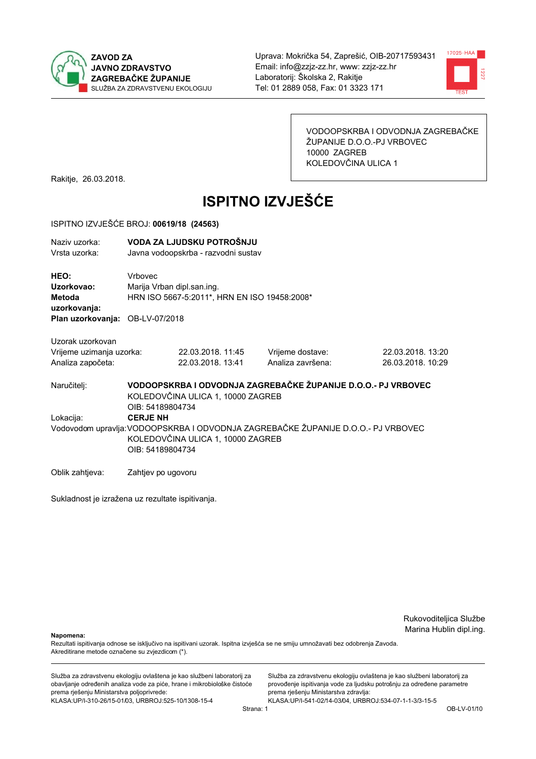**ZAVOD ZA JAVNO ZDRAVSTVO ZAGREBAČKE ŽUPANIJE**
SLUŽBA ZA ZDRAVSTVENU EKOLOGIJU

Uprava: Mokrička 54, Zaprešić, OIB-20717593431
Email: info@zzjz-zz.hr, www: zzjz-zz.hr
Laboratorij: Školska 2, Rakitje
Tel: 01 2889 058, Fax: 01 3323 171

VODOOPSKRBA I ODVODNJA ZAGREBAČKE ŽUPANIJE D.O.O.-PJ VRBOVEC
10000 ZAGREB
KOLEDOVČINA ULICA 1

Rakitje, 26.03.2018.

# ISPITNO IZVJEŠĆE

ISPITNO IZVJEŠĆE BROJ: **00619/18 (24563)**

Naziv uzorka: **VODA ZA LJUDSKU POTROŠNJU**
Vrsta uzorka: Javna vodoopskrba - razvodni sustav

**HEO:** Vrbovec
**Uzorkovao:** Marija Vrban dipl.san.ing.
**Metoda uzorkovanja:** HRN ISO 5667-5:2011*, HRN EN ISO 19458:2008*
**Plan uzorkovanja:** OB-LV-07/2018

Uzorak uzorkovan

| | | | |
|---|---|---|---|
| Vrijeme uzimanja uzorka: | 22.03.2018. 11:45 | Vrijeme dostave: | 22.03.2018. 13:20 |
| Analiza započeta: | 22.03.2018. 13:41 | Analiza završena: | 26.03.2018. 10:29 |

Naručitelj: **VODOOPSKRBA I ODVODNJA ZAGREBAČKE ŽUPANIJE D.O.O.- PJ VRBOVEC**
KOLEDOVČINA ULICA 1, 10000 ZAGREB
OIB: 54189804734

Lokacija: **CERJE NH**

Vodovodom upravlja: VODOOPSKRBA I ODVODNJA ZAGREBAČKE ŽUPANIJE D.O.O.- PJ VRBOVEC
KOLEDOVČINA ULICA 1, 10000 ZAGREB
OIB: 54189804734

Oblik zahtjeva: Zahtjev po ugovoru

Sukladnost je izražena uz rezultate ispitivanja.

Rukovoditeljica Službe
Marina Hublin dipl.ing.

**Napomena:**
Rezultati ispitivanja odnose se isključivo na ispitivani uzorak. Ispitna izvješća se ne smiju umnožavati bez odobrenja Zavoda.
Akreditirane metode označene su zvjezdicom (*).

Služba za zdravstvenu ekologiju ovlaštena je kao službeni laboratorij za obavljanje određenih analiza vode za piće, hrane i mikrobiološke čistoće prema rješenju Ministarstva poljoprivrede:
KLASA:UP/I-310-26/15-01/03, URBROJ:525-10/1308-15-4

Služba za zdravstvenu ekologiju ovlaštena je kao službeni laboratorij za provođenje ispitivanja vode za ljudsku potrošnju za određene parametre prema rješenju Ministarstva zdravlja:
KLASA:UP/I-541-02/14-03/04, URBROJ:534-07-1-1-3/3-15-5

OB-LV-01/10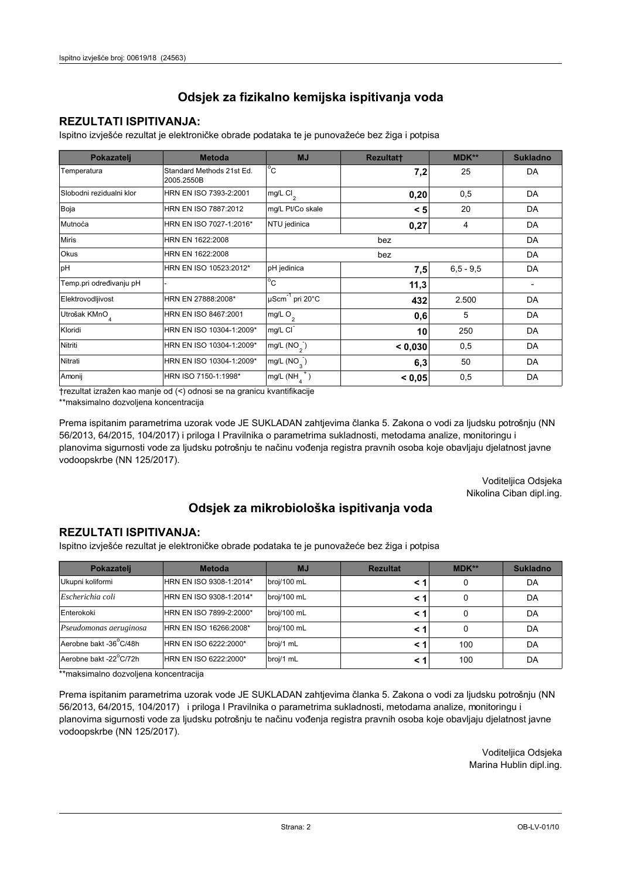## Odsjek za fizikalno kemijska ispitivanja voda

### REZULTATI ISPITIVANJA:

Ispitno izvješće rezultat je elektroničke obrade podataka te je punovažeće bez žiga i potpisa

| Pokazatelj | Metoda | MJ | Rezultat† | MDK** | Sukladno |
|---|---|---|---|---|---|
| Temperatura | Standard Methods 21st Ed. 2005.2550B | °C | **7,2** | 25 | DA |
| Slobodni rezidualni klor | HRN EN ISO 7393-2:2001 | mg/L $Cl_2$ | **0,20** | 0,5 | DA |
| Boja | HRN EN ISO 7887:2012 | mg/L Pt/Co skale | **< 5** | 20 | DA |
| Mutnoća | HRN EN ISO 7027-1:2016* | NTU jedinica | **0,27** | 4 | DA |
| Miris | HRN EN 1622:2008 | bez | | | DA |
| Okus | HRN EN 1622:2008 | bez | | | DA |
| pH | HRN EN ISO 10523:2012* | pH jedinica | **7,5** | 6,5 - 9,5 | DA |
| Temp.pri određivanju pH | - | °C | **11,3** | | - |
| Elektrovodljivost | HRN EN 27888:2008* | $\mu Scm^{-1}$ pri 20°C | **432** | 2.500 | DA |
| Utrošak $KMnO_4$ | HRN EN ISO 8467:2001 | mg/L $O_2$ | **0,6** | 5 | DA |
| Kloridi | HRN EN ISO 10304-1:2009* | mg/L $Cl^-$ | **10** | 250 | DA |
| Nitriti | HRN EN ISO 10304-1:2009* | mg/L ($NO_2^-$) | **< 0,030** | 0,5 | DA |
| Nitrati | HRN EN ISO 10304-1:2009* | mg/L ($NO_3^-$) | **6,3** | 50 | DA |
| Amonij | HRN ISO 7150-1:1998* | mg/L ($NH_4^+$) | **< 0,05** | 0,5 | DA |

†rezultat izražen kao manje od (<) odnosi se na granicu kvantifikacije

**maksimalno dozvoljena koncentracija

Prema ispitanim parametrima uzorak vode JE SUKLADAN zahtjevima članka 5. Zakona o vodi za ljudsku potrošnju (NN 56/2013, 64/2015, 104/2017) i priloga I Pravilnika o parametrima sukladnosti, metodama analize, monitoringu i planovima sigurnosti vode za ljudsku potrošnju te načinu vođenja registra pravnih osoba koje obavljaju djelatnost javne vodoopskrbe (NN 125/2017).

Voditeljica Odsjeka
Nikolina Ciban dipl.ing.

## Odsjek za mikrobiološka ispitivanja voda

### REZULTATI ISPITIVANJA:

Ispitno izvješće rezultat je elektroničke obrade podataka te je punovažeće bez žiga i potpisa

| Pokazatelj | Metoda | MJ | Rezultat | MDK** | Sukladno |
|---|---|---|---|---|---|
| Ukupni koliformi | HRN EN ISO 9308-1:2014* | broj/100 mL | **< 1** | 0 | DA |
| *Escherichia coli* | HRN EN ISO 9308-1:2014* | broj/100 mL | **< 1** | 0 | DA |
| Enterokoki | HRN EN ISO 7899-2:2000* | broj/100 mL | **< 1** | 0 | DA |
| *Pseudomonas aeruginosa* | HRN EN ISO 16266:2008* | broj/100 mL | **< 1** | 0 | DA |
| Aerobne bakt -36°C/48h | HRN EN ISO 6222:2000* | broj/1 mL | **< 1** | 100 | DA |
| Aerobne bakt -22°C/72h | HRN EN ISO 6222:2000* | broj/1 mL | **< 1** | 100 | DA |

**maksimalno dozvoljena koncentracija

Prema ispitanim parametrima uzorak vode JE SUKLADAN zahtjevima članka 5. Zakona o vodi za ljudsku potrošnju (NN 56/2013, 64/2015, 104/2017) i priloga I Pravilnika o parametrima sukladnosti, metodama analize, monitoringu i planovima sigurnosti vode za ljudsku potrošnju te načinu vođenja registra pravnih osoba koje obavljaju djelatnost javne vodoopskrbe (NN 125/2017).

Voditeljica Odsjeka
Marina Hublin dipl.ing.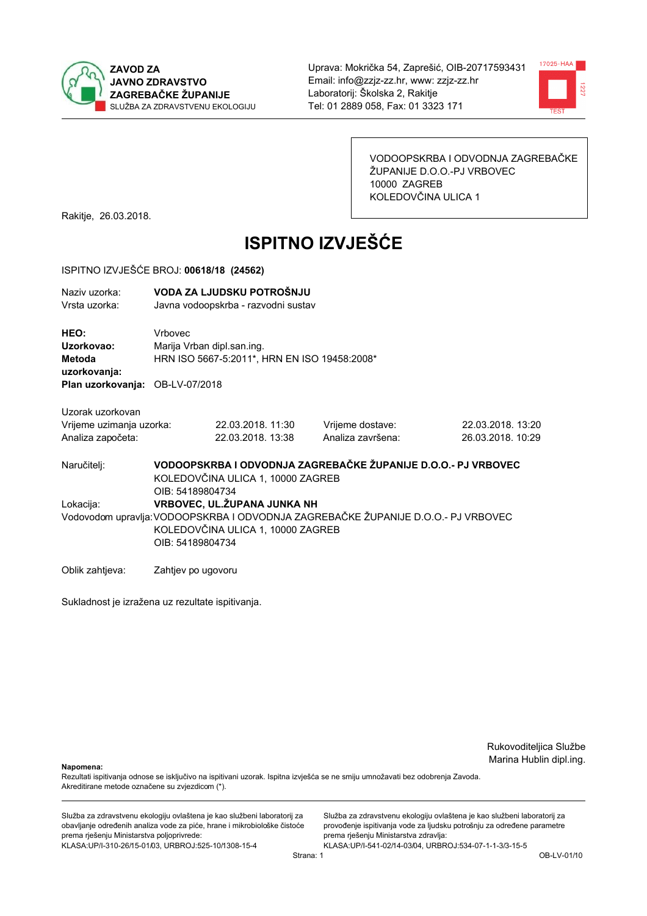**ZAVOD ZA JAVNO ZDRAVSTVO ZAGREBAČKE ŽUPANIJE**
SLUŽBA ZA ZDRAVSTVENU EKOLOGIJU

Uprava: Mokrička 54, Zaprešić, OIB-20717593431
Email: info@zzjz-zz.hr, www: zzjz-zz.hr
Laboratorij: Školska 2, Rakitje
Tel: 01 2889 058, Fax: 01 3323 171

VODOOPSKRBA I ODVODNJA ZAGREBAČKE ŽUPANIJE D.O.O.-PJ VRBOVEC
10000 ZAGREB
KOLEDOVČINA ULICA 1

Rakitje, 26.03.2018.

# ISPITNO IZVJEŠĆE

ISPITNO IZVJEŠĆE BROJ: **00618/18 (24562)**

Naziv uzorka: **VODA ZA LJUDSKU POTROŠNJU**
Vrsta uzorka: Javna vodoopskrba - razvodni sustav

**HEO:** Vrbovec
**Uzorkovao:** Marija Vrban dipl.san.ing.
**Metoda uzorkovanja:** HRN ISO 5667-5:2011*, HRN EN ISO 19458:2008*
**Plan uzorkovanja:** OB-LV-07/2018

Uzorak uzorkovan

| | | | |
|---|---|---|---|
| Vrijeme uzimanja uzorka: | 22.03.2018. 11:30 | Vrijeme dostave: | 22.03.2018. 13:20 |
| Analiza započeta: | 22.03.2018. 13:38 | Analiza završena: | 26.03.2018. 10:29 |

Naručitelj: **VODOOPSKRBA I ODVODNJA ZAGREBAČKE ŽUPANIJE D.O.O.- PJ VRBOVEC**
KOLEDOVČINA ULICA 1, 10000 ZAGREB
OIB: 54189804734

Lokacija: **VRBOVEC, UL.ŽUPANA JUNKA NH**

Vodovodom upravlja: VODOOPSKRBA I ODVODNJA ZAGREBAČKE ŽUPANIJE D.O.O.- PJ VRBOVEC
KOLEDOVČINA ULICA 1, 10000 ZAGREB
OIB: 54189804734

Oblik zahtjeva: Zahtjev po ugovoru

Sukladnost je izražena uz rezultate ispitivanja.

Rukovoditeljica Službe
Marina Hublin dipl.ing.

**Napomena:**
Rezultati ispitivanja odnose se isključivo na ispitivani uzorak. Ispitna izvješća se ne smiju umnožavati bez odobrenja Zavoda.
Akreditirane metode označene su zvjezdicom (*).

Služba za zdravstvenu ekologiju ovlaštena je kao službeni laboratorij za obavljanje određenih analiza vode za piće, hrane i mikrobiološke čistoće prema rješenju Ministarstva poljoprivrede:
KLASA:UP/I-310-26/15-01/03, URBROJ:525-10/1308-15-4

Služba za zdravstvenu ekologiju ovlaštena je kao službeni laboratorij za provođenje ispitivanja vode za ljudsku potrošnju za određene parametre prema rješenju Ministarstva zdravlja:
KLASA:UP/I-541-02/14-03/04, URBROJ:534-07-1-1-3/3-15-5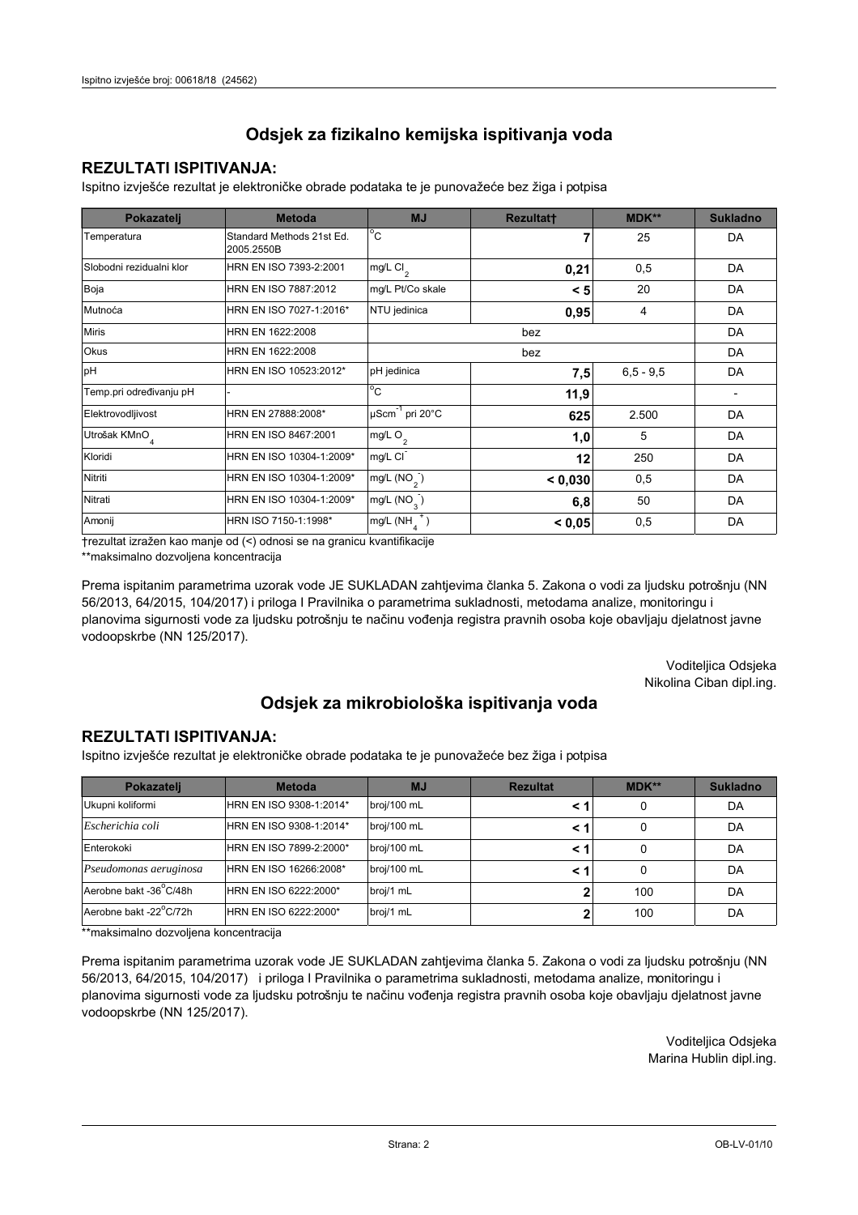## Odsjek za fizikalno kemijska ispitivanja voda

### REZULTATI ISPITIVANJA:

Ispitno izvješće rezultat je elektroničke obrade podataka te je punovažeće bez žiga i potpisa

| Pokazatelj | Metoda | MJ | Rezultat† | MDK** | Sukladno |
|---|---|---|---|---|---|
| Temperatura | Standard Methods 21st Ed. 2005.2550B | °C | **7** | 25 | DA |
| Slobodni rezidualni klor | HRN EN ISO 7393-2:2001 | mg/L $Cl_2$ | **0,21** | 0,5 | DA |
| Boja | HRN EN ISO 7887:2012 | mg/L Pt/Co skale | **< 5** | 20 | DA |
| Mutnoća | HRN EN ISO 7027-1:2016* | NTU jedinica | **0,95** | 4 | DA |
| Miris | HRN EN 1622:2008 | bez | | | DA |
| Okus | HRN EN 1622:2008 | bez | | | DA |
| pH | HRN EN ISO 10523:2012* | pH jedinica | **7,5** | 6,5 - 9,5 | DA |
| Temp.pri određivanju pH | - | °C | **11,9** | | - |
| Elektrovodljivost | HRN EN 27888:2008* | $\mu Scm^{-1}$ pri 20°C | **625** | 2.500 | DA |
| Utrošak $KMnO_4$ | HRN EN ISO 8467:2001 | mg/L $O_2$ | **1,0** | 5 | DA |
| Kloridi | HRN EN ISO 10304-1:2009* | mg/L $Cl^-$ | **12** | 250 | DA |
| Nitriti | HRN EN ISO 10304-1:2009* | mg/L ($NO_2^-$) | **< 0,030** | 0,5 | DA |
| Nitrati | HRN EN ISO 10304-1:2009* | mg/L ($NO_3^-$) | **6,8** | 50 | DA |
| Amonij | HRN ISO 7150-1:1998* | mg/L ($NH_4^+$) | **< 0,05** | 0,5 | DA |

†rezultat izražen kao manje od (<) odnosi se na granicu kvantifikacije

**maksimalno dozvoljena koncentracija

Prema ispitanim parametrima uzorak vode JE SUKLADAN zahtjevima članka 5. Zakona o vodi za ljudsku potrošnju (NN 56/2013, 64/2015, 104/2017) i priloga I Pravilnika o parametrima sukladnosti, metodama analize, monitoringu i planovima sigurnosti vode za ljudsku potrošnju te načinu vođenja registra pravnih osoba koje obavljaju djelatnost javne vodoopskrbe (NN 125/2017).

Voditeljica Odsjeka
Nikolina Ciban dipl.ing.

## Odsjek za mikrobiološka ispitivanja voda

### REZULTATI ISPITIVANJA:

Ispitno izvješće rezultat je elektroničke obrade podataka te je punovažeće bez žiga i potpisa

| Pokazatelj | Metoda | MJ | Rezultat | MDK** | Sukladno |
|---|---|---|---|---|---|
| Ukupni koliformi | HRN EN ISO 9308-1:2014* | broj/100 mL | **< 1** | 0 | DA |
| *Escherichia coli* | HRN EN ISO 9308-1:2014* | broj/100 mL | **< 1** | 0 | DA |
| Enterokoki | HRN EN ISO 7899-2:2000* | broj/100 mL | **< 1** | 0 | DA |
| *Pseudomonas aeruginosa* | HRN EN ISO 16266:2008* | broj/100 mL | **< 1** | 0 | DA |
| Aerobne bakt -36°C/48h | HRN EN ISO 6222:2000* | broj/1 mL | **2** | 100 | DA |
| Aerobne bakt -22°C/72h | HRN EN ISO 6222:2000* | broj/1 mL | **2** | 100 | DA |

**maksimalno dozvoljena koncentracija

Prema ispitanim parametrima uzorak vode JE SUKLADAN zahtjevima članka 5. Zakona o vodi za ljudsku potrošnju (NN 56/2013, 64/2015, 104/2017) i priloga I Pravilnika o parametrima sukladnosti, metodama analize, monitoringu i planovima sigurnosti vode za ljudsku potrošnju te načinu vođenja registra pravnih osoba koje obavljaju djelatnost javne vodoopskrbe (NN 125/2017).

Voditeljica Odsjeka
Marina Hublin dipl.ing.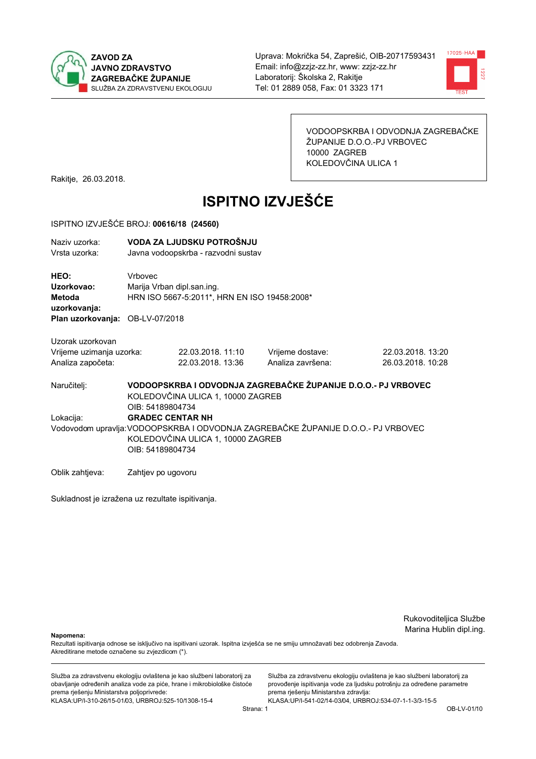**ZAVOD ZA JAVNO ZDRAVSTVO ZAGREBAČKE ŽUPANIJE**
SLUŽBA ZA ZDRAVSTVENU EKOLOGIJU

Uprava: Mokrička 54, Zaprešić, OIB-20717593431
Email: info@zzjz-zz.hr, www: zzjz-zz.hr
Laboratorij: Školska 2, Rakitje
Tel: 01 2889 058, Fax: 01 3323 171

VODOOPSKRBA I ODVODNJA ZAGREBAČKE ŽUPANIJE D.O.O.-PJ VRBOVEC
10000 ZAGREB
KOLEDOVČINA ULICA 1

Rakitje, 26.03.2018.

# ISPITNO IZVJEŠĆE

ISPITNO IZVJEŠĆE BROJ: **00616/18 (24560)**

Naziv uzorka: **VODA ZA LJUDSKU POTROŠNJU**
Vrsta uzorka: Javna vodoopskrba - razvodni sustav

**HEO:** Vrbovec
**Uzorkovao:** Marija Vrban dipl.san.ing.
**Metoda uzorkovanja:** HRN ISO 5667-5:2011*, HRN EN ISO 19458:2008*
**Plan uzorkovanja:** OB-LV-07/2018

Uzorak uzorkovan

| | | | |
|---|---|---|---|
| Vrijeme uzimanja uzorka: | 22.03.2018. 11:10 | Vrijeme dostave: | 22.03.2018. 13:20 |
| Analiza započeta: | 22.03.2018. 13:36 | Analiza završena: | 26.03.2018. 10:28 |

Naručitelj: **VODOOPSKRBA I ODVODNJA ZAGREBAČKE ŽUPANIJE D.O.O.- PJ VRBOVEC**
KOLEDOVČINA ULICA 1, 10000 ZAGREB
OIB: 54189804734

Lokacija: **GRADEC CENTAR NH**

Vodovodom upravlja: VODOOPSKRBA I ODVODNJA ZAGREBAČKE ŽUPANIJE D.O.O.- PJ VRBOVEC
KOLEDOVČINA ULICA 1, 10000 ZAGREB
OIB: 54189804734

Oblik zahtjeva: Zahtjev po ugovoru

Sukladnost je izražena uz rezultate ispitivanja.

Rukovoditeljica Službe
Marina Hublin dipl.ing.

**Napomena:**
Rezultati ispitivanja odnose se isključivo na ispitivani uzorak. Ispitna izvješća se ne smiju umnožavati bez odobrenja Zavoda.
Akreditirane metode označene su zvjezdicom (*).

Služba za zdravstvenu ekologiju ovlaštena je kao službeni laboratorij za obavljanje određenih analiza vode za piće, hrane i mikrobiološke čistoće prema rješenju Ministarstva poljoprivrede:
KLASA:UP/I-310-26/15-01/03, URBROJ:525-10/1308-15-4

Služba za zdravstvenu ekologiju ovlaštena je kao službeni laboratorij za provođenje ispitivanja vode za ljudsku potrošnju za određene parametre prema rješenju Ministarstva zdravlja:
KLASA:UP/I-541-02/14-03/04, URBROJ:534-07-1-1-3/3-15-5

OB-LV-01/10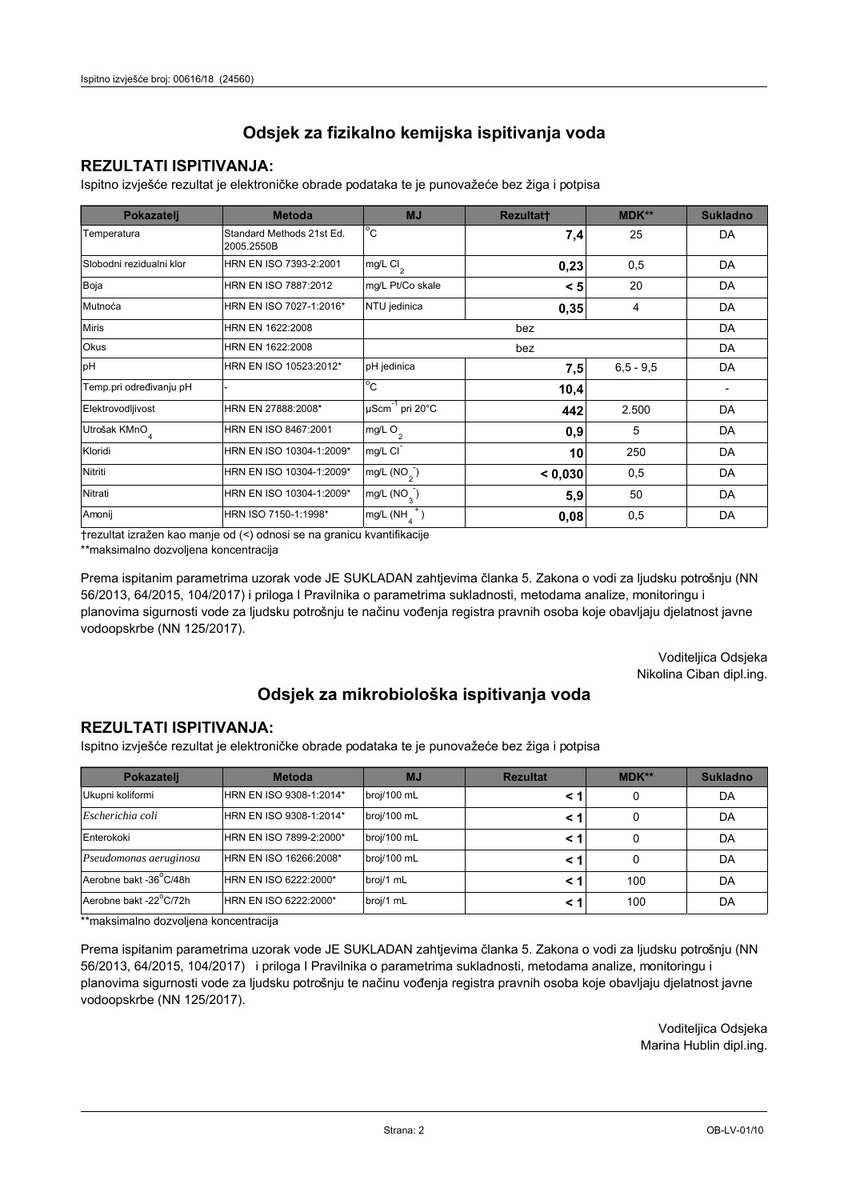## Odsjek za fizikalno kemijska ispitivanja voda

### REZULTATI ISPITIVANJA:

Ispitno izvješće rezultat je elektroničke obrade podataka te je punovažeće bez žiga i potpisa

| Pokazatelj | Metoda | MJ | Rezultat† | MDK** | Sukladno |
|---|---|---|---|---|---|
| Temperatura | Standard Methods 21st Ed. 2005.2550B | °C | **7,4** | 25 | DA |
| Slobodni rezidualni klor | HRN EN ISO 7393-2:2001 | mg/L $Cl_2$ | **0,23** | 0,5 | DA |
| Boja | HRN EN ISO 7887:2012 | mg/L Pt/Co skale | **< 5** | 20 | DA |
| Mutnoća | HRN EN ISO 7027-1:2016* | NTU jedinica | **0,35** | 4 | DA |
| Miris | HRN EN 1622:2008 | | bez | | DA |
| Okus | HRN EN 1622:2008 | | bez | | DA |
| pH | HRN EN ISO 10523:2012* | pH jedinica | **7,5** | 6,5 - 9,5 | DA |
| Temp.pri određivanju pH | - | °C | **10,4** | | - |
| Elektrovodljivost | HRN EN 27888:2008* | $\mu Scm^{-1}$ pri 20°C | **442** | 2.500 | DA |
| Utrošak $KMnO_4$ | HRN EN ISO 8467:2001 | mg/L $O_2$ | **0,9** | 5 | DA |
| Kloridi | HRN EN ISO 10304-1:2009* | mg/L $Cl^-$ | **10** | 250 | DA |
| Nitriti | HRN EN ISO 10304-1:2009* | mg/L ($NO_2^-$) | **< 0,030** | 0,5 | DA |
| Nitrati | HRN EN ISO 10304-1:2009* | mg/L ($NO_3^-$) | **5,9** | 50 | DA |
| Amonij | HRN ISO 7150-1:1998* | mg/L ($NH_4^+$) | **0,08** | 0,5 | DA |

†rezultat izražen kao manje od (<) odnosi se na granicu kvantifikacije

**maksimalno dozvoljena koncentracija

Prema ispitanim parametrima uzorak vode JE SUKLADAN zahtjevima članka 5. Zakona o vodi za ljudsku potrošnju (NN 56/2013, 64/2015, 104/2017) i priloga I Pravilnika o parametrima sukladnosti, metodama analize, monitoringu i planovima sigurnosti vode za ljudsku potrošnju te načinu vođenja registra pravnih osoba koje obavljaju djelatnost javne vodoopskrbe (NN 125/2017).

Voditeljica Odsjeka
Nikolina Ciban dipl.ing.

## Odsjek za mikrobiološka ispitivanja voda

### REZULTATI ISPITIVANJA:

Ispitno izvješće rezultat je elektroničke obrade podataka te je punovažeće bez žiga i potpisa

| Pokazatelj | Metoda | MJ | Rezultat | MDK** | Sukladno |
|---|---|---|---|---|---|
| Ukupni koliformi | HRN EN ISO 9308-1:2014* | broj/100 mL | **< 1** | 0 | DA |
| *Escherichia coli* | HRN EN ISO 9308-1:2014* | broj/100 mL | **< 1** | 0 | DA |
| Enterokoki | HRN EN ISO 7899-2:2000* | broj/100 mL | **< 1** | 0 | DA |
| *Pseudomonas aeruginosa* | HRN EN ISO 16266:2008* | broj/100 mL | **< 1** | 0 | DA |
| Aerobne bakt -36°C/48h | HRN EN ISO 6222:2000* | broj/1 mL | **< 1** | 100 | DA |
| Aerobne bakt -22°C/72h | HRN EN ISO 6222:2000* | broj/1 mL | **< 1** | 100 | DA |

**maksimalno dozvoljena koncentracija

Prema ispitanim parametrima uzorak vode JE SUKLADAN zahtjevima članka 5. Zakona o vodi za ljudsku potrošnju (NN 56/2013, 64/2015, 104/2017) i priloga I Pravilnika o parametrima sukladnosti, metodama analize, monitoringu i planovima sigurnosti vode za ljudsku potrošnju te načinu vođenja registra pravnih osoba koje obavljaju djelatnost javne vodoopskrbe (NN 125/2017).

Voditeljica Odsjeka
Marina Hublin dipl.ing.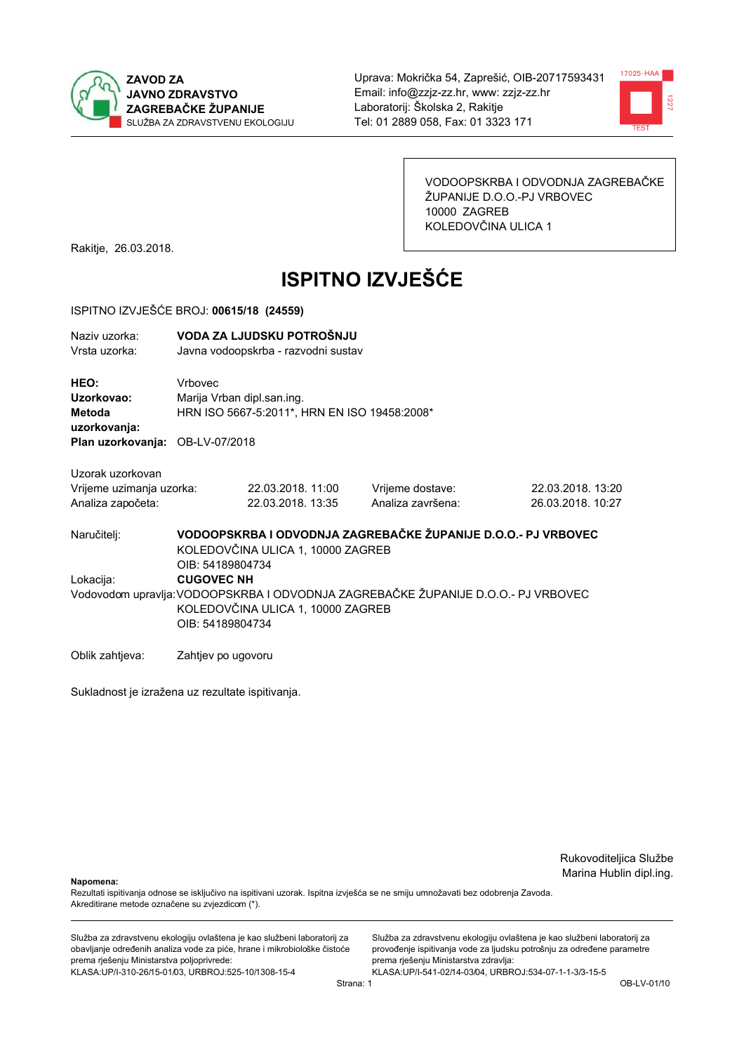**ZAVOD ZA JAVNO ZDRAVSTVO ZAGREBAČKE ŽUPANIJE**
SLUŽBA ZA ZDRAVSTVENU EKOLOGIJU

Uprava: Mokrička 54, Zaprešić, OIB-20717593431
Email: info@zzjz-zz.hr, www: zzjz-zz.hr
Laboratorij: Školska 2, Rakitje
Tel: 01 2889 058, Fax: 01 3323 171

VODOOPSKRBA I ODVODNJA ZAGREBAČKE ŽUPANIJE D.O.O.-PJ VRBOVEC
10000 ZAGREB
KOLEDOVČINA ULICA 1

Rakitje, 26.03.2018.

# ISPITNO IZVJEŠĆE

ISPITNO IZVJEŠĆE BROJ: **00615/18 (24559)**

Naziv uzorka: **VODA ZA LJUDSKU POTROŠNJU**
Vrsta uzorka: Javna vodoopskrba - razvodni sustav

**HEO:** Vrbovec
**Uzorkovao:** Marija Vrban dipl.san.ing.
**Metoda uzorkovanja:** HRN ISO 5667-5:2011*, HRN EN ISO 19458:2008*
**Plan uzorkovanja:** OB-LV-07/2018

Uzorak uzorkovan

| | | | |
|---|---|---|---|
| Vrijeme uzimanja uzorka: | 22.03.2018. 11:00 | Vrijeme dostave: | 22.03.2018. 13:20 |
| Analiza započeta: | 22.03.2018. 13:35 | Analiza završena: | 26.03.2018. 10:27 |

Naručitelj: **VODOOPSKRBA I ODVODNJA ZAGREBAČKE ŽUPANIJE D.O.O.- PJ VRBOVEC**
KOLEDOVČINA ULICA 1, 10000 ZAGREB
OIB: 54189804734

Lokacija: **CUGOVEC NH**

Vodovodom upravlja: VODOOPSKRBA I ODVODNJA ZAGREBAČKE ŽUPANIJE D.O.O.- PJ VRBOVEC
KOLEDOVČINA ULICA 1, 10000 ZAGREB
OIB: 54189804734

Oblik zahtjeva: Zahtjev po ugovoru

Sukladnost je izražena uz rezultate ispitivanja.

Rukovoditeljica Službe
Marina Hublin dipl.ing.

**Napomena:**
Rezultati ispitivanja odnose se isključivo na ispitivani uzorak. Ispitna izvješća se ne smiju umnožavati bez odobrenja Zavoda.
Akreditirane metode označene su zvjezdicom (*).

Služba za zdravstvenu ekologiju ovlaštena je kao službeni laboratorij za obavljanje određenih analiza vode za piće, hrane i mikrobiološke čistoće prema rješenju Ministarstva poljoprivrede:
KLASA:UP/I-310-26/15-01/03, URBROJ:525-10/1308-15-4

Služba za zdravstvenu ekologiju ovlaštena je kao službeni laboratorij za provođenje ispitivanja vode za ljudsku potrošnju za određene parametre prema rješenju Ministarstva zdravlja:
KLASA:UP/I-541-02/14-03/04, URBROJ:534-07-1-1-3/3-15-5

OB-LV-01/10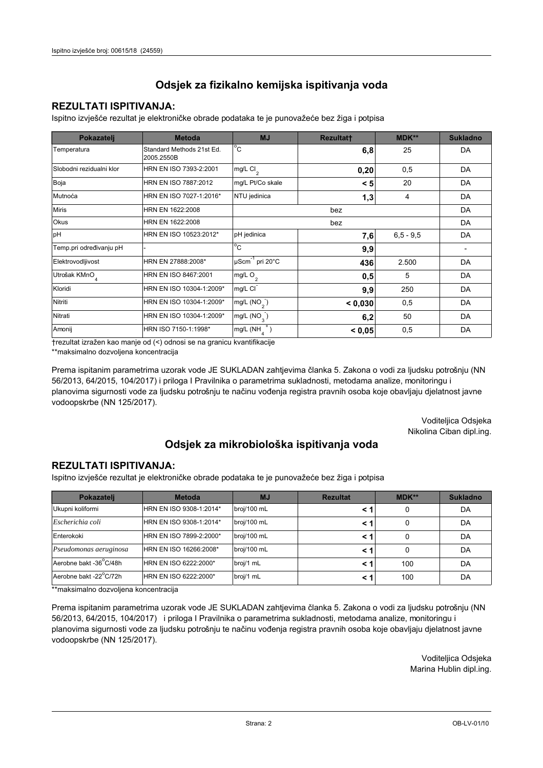# Odsjek za fizikalno kemijska ispitivanja voda

## REZULTATI ISPITIVANJA:

Ispitno izvješće rezultat je elektroničke obrade podataka te je punovažeće bez žiga i potpisa

| Pokazatelj | Metoda | MJ | Rezultat† | MDK** | Sukladno |
|---|---|---|---|---|---|
| Temperatura | Standard Methods 21st Ed. 2005.2550B | °C | **6,8** | 25 | DA |
| Slobodni rezidualni klor | HRN EN ISO 7393-2:2001 | mg/L $Cl_2$ | **0,20** | 0,5 | DA |
| Boja | HRN EN ISO 7887:2012 | mg/L Pt/Co skale | **< 5** | 20 | DA |
| Mutnoća | HRN EN ISO 7027-1:2016* | NTU jedinica | **1,3** | 4 | DA |
| Miris | HRN EN 1622:2008 | bez | | | DA |
| Okus | HRN EN 1622:2008 | bez | | | DA |
| pH | HRN EN ISO 10523:2012* | pH jedinica | **7,6** | 6,5 - 9,5 | DA |
| Temp.pri određivanju pH | - | °C | **9,9** | | - |
| Elektrovodljivost | HRN EN 27888:2008* | $\mu Scm^{-1}$ pri 20°C | **436** | 2.500 | DA |
| Utrošak $KMnO_4$ | HRN EN ISO 8467:2001 | mg/L $O_2$ | **0,5** | 5 | DA |
| Kloridi | HRN EN ISO 10304-1:2009* | mg/L $Cl^-$ | **9,9** | 250 | DA |
| Nitriti | HRN EN ISO 10304-1:2009* | mg/L ($NO_2^-$) | **< 0,030** | 0,5 | DA |
| Nitrati | HRN EN ISO 10304-1:2009* | mg/L ($NO_3^-$) | **6,2** | 50 | DA |
| Amonij | HRN ISO 7150-1:1998* | mg/L ($NH_4^+$) | **< 0,05** | 0,5 | DA |

†rezultat izražen kao manje od (<) odnosi se na granicu kvantifikacije

**maksimalno dozvoljena koncentracija

Prema ispitanim parametrima uzorak vode JE SUKLADAN zahtjevima članka 5. Zakona o vodi za ljudsku potrošnju (NN 56/2013, 64/2015, 104/2017) i priloga I Pravilnika o parametrima sukladnosti, metodama analize, monitoringu i planovima sigurnosti vode za ljudsku potrošnju te načinu vođenja registra pravnih osoba koje obavljaju djelatnost javne vodoopskrbe (NN 125/2017).

Voditeljica Odsjeka
Nikolina Ciban dipl.ing.

# Odsjek za mikrobiološka ispitivanja voda

## REZULTATI ISPITIVANJA:

Ispitno izvješće rezultat je elektroničke obrade podataka te je punovažeće bez žiga i potpisa

| Pokazatelj | Metoda | MJ | Rezultat | MDK** | Sukladno |
|---|---|---|---|---|---|
| Ukupni koliformi | HRN EN ISO 9308-1:2014* | broj/100 mL | **< 1** | 0 | DA |
| *Escherichia coli* | HRN EN ISO 9308-1:2014* | broj/100 mL | **< 1** | 0 | DA |
| Enterokoki | HRN EN ISO 7899-2:2000* | broj/100 mL | **< 1** | 0 | DA |
| *Pseudomonas aeruginosa* | HRN EN ISO 16266:2008* | broj/100 mL | **< 1** | 0 | DA |
| Aerobne bakt -36°C/48h | HRN EN ISO 6222:2000* | broj/1 mL | **< 1** | 100 | DA |
| Aerobne bakt -22°C/72h | HRN EN ISO 6222:2000* | broj/1 mL | **< 1** | 100 | DA |

**maksimalno dozvoljena koncentracija

Prema ispitanim parametrima uzorak vode JE SUKLADAN zahtjevima članka 5. Zakona o vodi za ljudsku potrošnju (NN 56/2013, 64/2015, 104/2017) i priloga I Pravilnika o parametrima sukladnosti, metodama analize, monitoringu i planovima sigurnosti vode za ljudsku potrošnju te načinu vođenja registra pravnih osoba koje obavljaju djelatnost javne vodoopskrbe (NN 125/2017).

Voditeljica Odsjeka
Marina Hublin dipl.ing.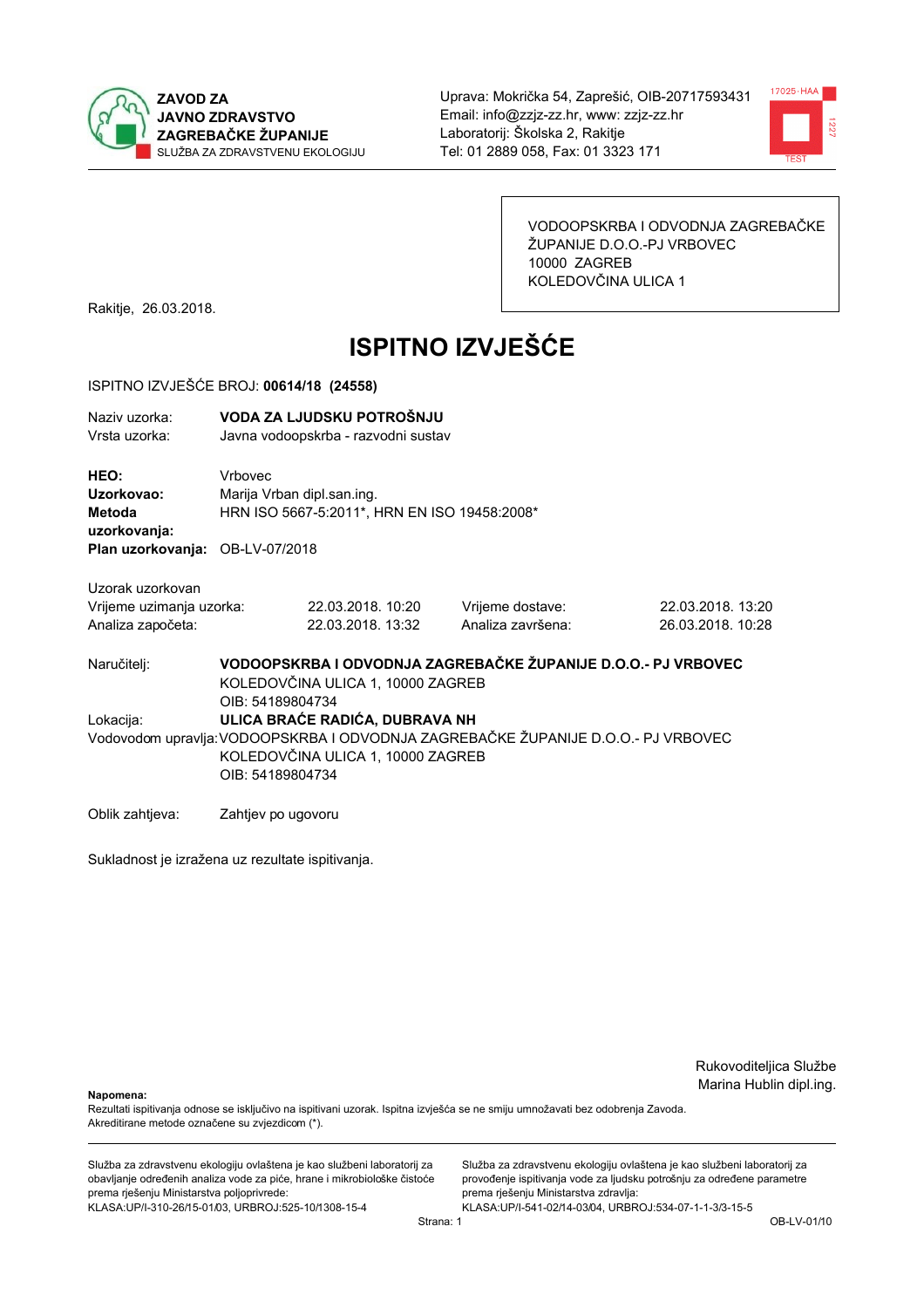**ZAVOD ZA JAVNO ZDRAVSTVO ZAGREBAČKE ŽUPANIJE**
SLUŽBA ZA ZDRAVSTVENU EKOLOGIJU

Uprava: Mokrička 54, Zaprešić, OIB-20717593431
Email: info@zzjz-zz.hr, www: zzjz-zz.hr
Laboratorij: Školska 2, Rakitje
Tel: 01 2889 058, Fax: 01 3323 171

VODOOPSKRBA I ODVODNJA ZAGREBAČKE ŽUPANIJE D.O.O.-PJ VRBOVEC
10000 ZAGREB
KOLEDOVČINA ULICA 1

Rakitje, 26.03.2018.

# ISPITNO IZVJEŠĆE

ISPITNO IZVJEŠĆE BROJ: **00614/18 (24558)**

Naziv uzorka: **VODA ZA LJUDSKU POTROŠNJU**
Vrsta uzorka: Javna vodoopskrba - razvodni sustav

**HEO:** Vrbovec
**Uzorkovao:** Marija Vrban dipl.san.ing.
**Metoda uzorkovanja:** HRN ISO 5667-5:2011*, HRN EN ISO 19458:2008*
**Plan uzorkovanja:** OB-LV-07/2018

Uzorak uzorkovan

| | | | |
|---|---|---|---|
| Vrijeme uzimanja uzorka: | 22.03.2018. 10:20 | Vrijeme dostave: | 22.03.2018. 13:20 |
| Analiza započeta: | 22.03.2018. 13:32 | Analiza završena: | 26.03.2018. 10:28 |

Naručitelj: **VODOOPSKRBA I ODVODNJA ZAGREBAČKE ŽUPANIJE D.O.O.- PJ VRBOVEC**
KOLEDOVČINA ULICA 1, 10000 ZAGREB
OIB: 54189804734

Lokacija: **ULICA BRAĆE RADIĆA, DUBRAVA NH**

Vodovodom upravlja: VODOOPSKRBA I ODVODNJA ZAGREBAČKE ŽUPANIJE D.O.O.- PJ VRBOVEC
KOLEDOVČINA ULICA 1, 10000 ZAGREB
OIB: 54189804734

Oblik zahtjeva: Zahtjev po ugovoru

Sukladnost je izražena uz rezultate ispitivanja.

Rukovoditeljica Službe
Marina Hublin dipl.ing.

**Napomena:**
Rezultati ispitivanja odnose se isključivo na ispitivani uzorak. Ispitna izvješća se ne smiju umnožavati bez odobrenja Zavoda.
Akreditirane metode označene su zvjezdicom (*).

Služba za zdravstvenu ekologiju ovlaštena je kao službeni laboratorij za obavljanje određenih analiza vode za piće, hrane i mikrobiološke čistoće prema rješenju Ministarstva poljoprivrede:
KLASA:UP/I-310-26/15-01/03, URBROJ:525-10/1308-15-4

Služba za zdravstvenu ekologiju ovlaštena je kao službeni laboratorij za provođenje ispitivanja vode za ljudsku potrošnju za određene parametre prema rješenju Ministarstva zdravlja:
KLASA:UP/I-541-02/14-03/04, URBROJ:534-07-1-1-3/3-15-5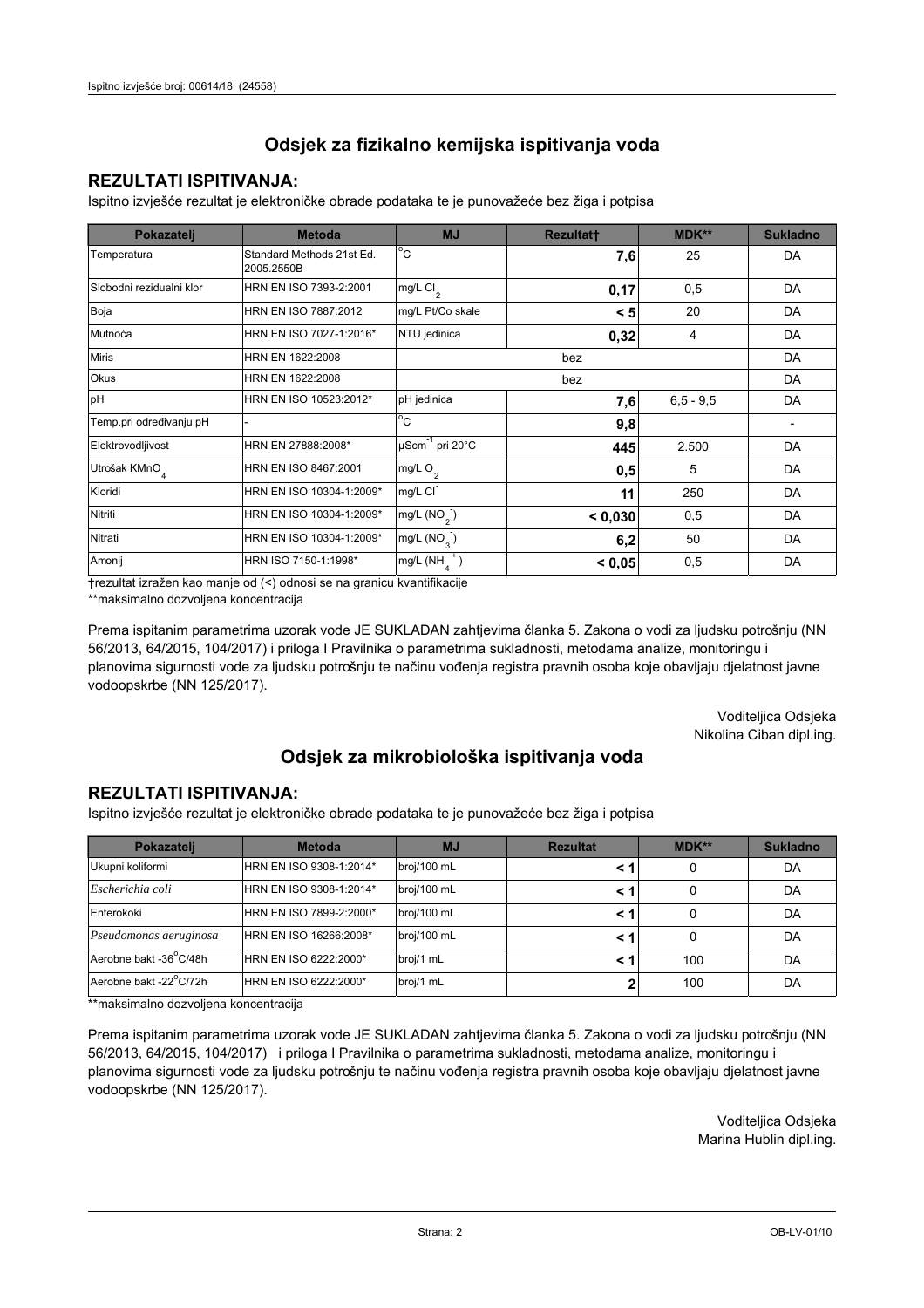## Odsjek za fizikalno kemijska ispitivanja voda

### REZULTATI ISPITIVANJA:

Ispitno izvješće rezultat je elektroničke obrade podataka te je punovažeće bez žiga i potpisa

| Pokazatelj | Metoda | MJ | Rezultat† | MDK** | Sukladno |
|---|---|---|---|---|---|
| Temperatura | Standard Methods 21st Ed. 2005.2550B | °C | **7,6** | 25 | DA |
| Slobodni rezidualni klor | HRN EN ISO 7393-2:2001 | mg/L $Cl_2$ | **0,17** | 0,5 | DA |
| Boja | HRN EN ISO 7887:2012 | mg/L Pt/Co skale | **< 5** | 20 | DA |
| Mutnoća | HRN EN ISO 7027-1:2016* | NTU jedinica | **0,32** | 4 | DA |
| Miris | HRN EN 1622:2008 | bez | | | DA |
| Okus | HRN EN 1622:2008 | bez | | | DA |
| pH | HRN EN ISO 10523:2012* | pH jedinica | **7,6** | 6,5 - 9,5 | DA |
| Temp.pri određivanju pH | - | °C | **9,8** | | - |
| Elektrovodljivost | HRN EN 27888:2008* | $\mu Scm^{-1}$ pri 20°C | **445** | 2.500 | DA |
| Utrošak $KMnO_4$ | HRN EN ISO 8467:2001 | mg/L $O_2$ | **0,5** | 5 | DA |
| Kloridi | HRN EN ISO 10304-1:2009* | mg/L $Cl^-$ | **11** | 250 | DA |
| Nitriti | HRN EN ISO 10304-1:2009* | mg/L ($NO_2^-$) | **< 0,030** | 0,5 | DA |
| Nitrati | HRN EN ISO 10304-1:2009* | mg/L ($NO_3^-$) | **6,2** | 50 | DA |
| Amonij | HRN ISO 7150-1:1998* | mg/L ($NH_4^+$) | **< 0,05** | 0,5 | DA |

†rezultat izražen kao manje od (<) odnosi se na granicu kvantifikacije

**maksimalno dozvoljena koncentracija

Prema ispitanim parametrima uzorak vode JE SUKLADAN zahtjevima članka 5. Zakona o vodi za ljudsku potrošnju (NN 56/2013, 64/2015, 104/2017) i priloga I Pravilnika o parametrima sukladnosti, metodama analize, monitoringu i planovima sigurnosti vode za ljudsku potrošnju te načinu vođenja registra pravnih osoba koje obavljaju djelatnost javne vodoopskrbe (NN 125/2017).

Voditeljica Odsjeka
Nikolina Ciban dipl.ing.

## Odsjek za mikrobiološka ispitivanja voda

### REZULTATI ISPITIVANJA:

Ispitno izvješće rezultat je elektroničke obrade podataka te je punovažeće bez žiga i potpisa

| Pokazatelj | Metoda | MJ | Rezultat | MDK** | Sukladno |
|---|---|---|---|---|---|
| Ukupni koliformi | HRN EN ISO 9308-1:2014* | broj/100 mL | **< 1** | 0 | DA |
| *Escherichia coli* | HRN EN ISO 9308-1:2014* | broj/100 mL | **< 1** | 0 | DA |
| Enterokoki | HRN EN ISO 7899-2:2000* | broj/100 mL | **< 1** | 0 | DA |
| *Pseudomonas aeruginosa* | HRN EN ISO 16266:2008* | broj/100 mL | **< 1** | 0 | DA |
| Aerobne bakt -36°C/48h | HRN EN ISO 6222:2000* | broj/1 mL | **< 1** | 100 | DA |
| Aerobne bakt -22°C/72h | HRN EN ISO 6222:2000* | broj/1 mL | **2** | 100 | DA |

**maksimalno dozvoljena koncentracija

Prema ispitanim parametrima uzorak vode JE SUKLADAN zahtjevima članka 5. Zakona o vodi za ljudsku potrošnju (NN 56/2013, 64/2015, 104/2017) i priloga I Pravilnika o parametrima sukladnosti, metodama analize, monitoringu i planovima sigurnosti vode za ljudsku potrošnju te načinu vođenja registra pravnih osoba koje obavljaju djelatnost javne vodoopskrbe (NN 125/2017).

Voditeljica Odsjeka
Marina Hublin dipl.ing.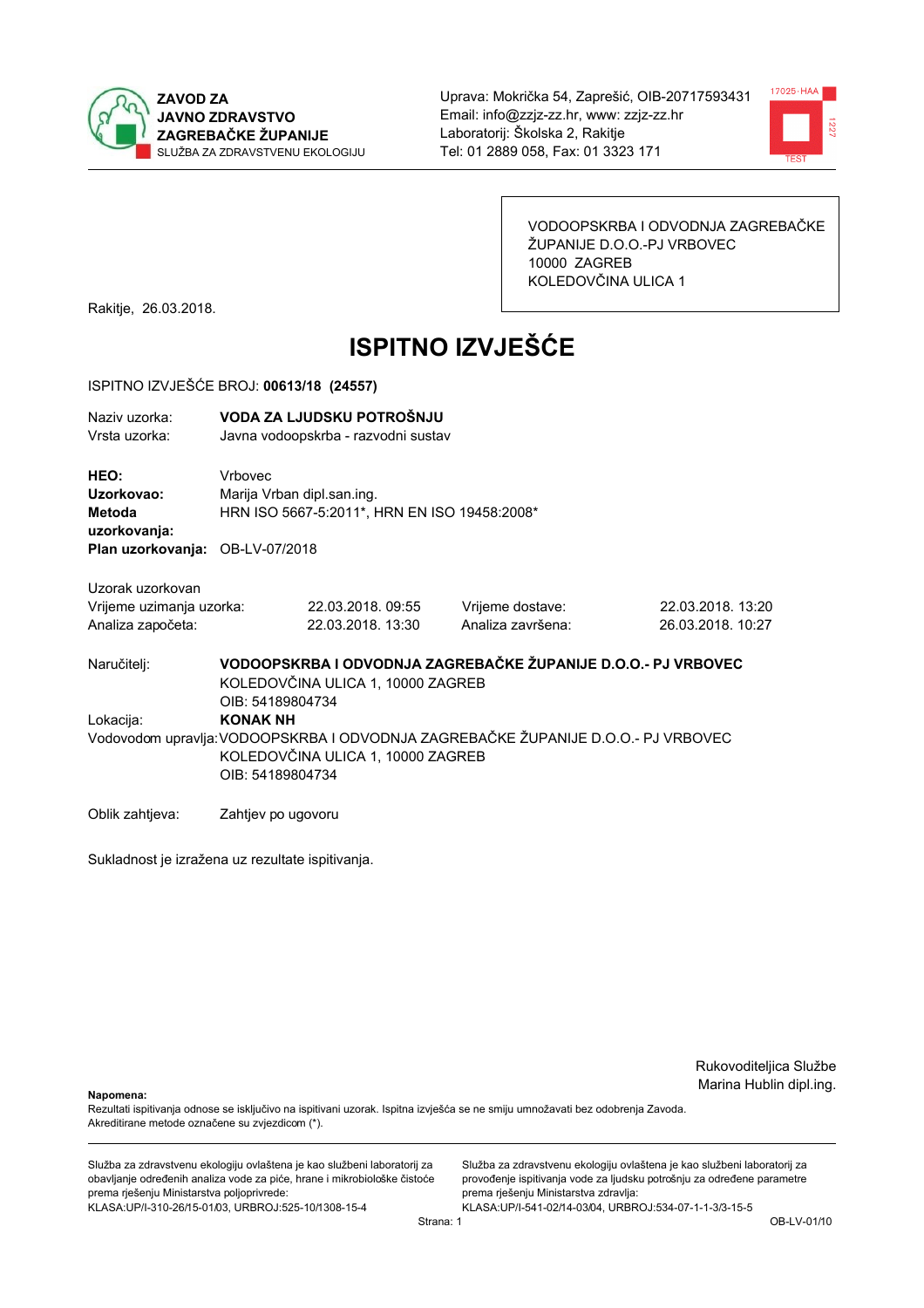**ZAVOD ZA JAVNO ZDRAVSTVO ZAGREBAČKE ŽUPANIJE**
SLUŽBA ZA ZDRAVSTVENU EKOLOGIJU

Uprava: Mokrička 54, Zaprešić, OIB-20717593431
Email: info@zzjz-zz.hr, www: zzjz-zz.hr
Laboratorij: Školska 2, Rakitje
Tel: 01 2889 058, Fax: 01 3323 171

VODOOPSKRBA I ODVODNJA ZAGREBAČKE ŽUPANIJE D.O.O.-PJ VRBOVEC
10000 ZAGREB
KOLEDOVČINA ULICA 1

Rakitje, 26.03.2018.

# ISPITNO IZVJEŠĆE

ISPITNO IZVJEŠĆE BROJ: **00613/18 (24557)**

Naziv uzorka: **VODA ZA LJUDSKU POTROŠNJU**
Vrsta uzorka: Javna vodoopskrba - razvodni sustav

**HEO:** Vrbovec
**Uzorkovao:** Marija Vrban dipl.san.ing.
**Metoda uzorkovanja:** HRN ISO 5667-5:2011*, HRN EN ISO 19458:2008*
**Plan uzorkovanja:** OB-LV-07/2018

Uzorak uzorkovan

| | | | |
|---|---|---|---|
| Vrijeme uzimanja uzorka: | 22.03.2018. 09:55 | Vrijeme dostave: | 22.03.2018. 13:20 |
| Analiza započeta: | 22.03.2018. 13:30 | Analiza završena: | 26.03.2018. 10:27 |

Naručitelj: **VODOOPSKRBA I ODVODNJA ZAGREBAČKE ŽUPANIJE D.O.O.- PJ VRBOVEC**
KOLEDOVČINA ULICA 1, 10000 ZAGREB
OIB: 54189804734

Lokacija: **KONAK NH**

Vodovodom upravlja: VODOOPSKRBA I ODVODNJA ZAGREBAČKE ŽUPANIJE D.O.O.- PJ VRBOVEC
KOLEDOVČINA ULICA 1, 10000 ZAGREB
OIB: 54189804734

Oblik zahtjeva: Zahtjev po ugovoru

Sukladnost je izražena uz rezultate ispitivanja.

Rukovoditeljica Službe
Marina Hublin dipl.ing.

**Napomena:**
Rezultati ispitivanja odnose se isključivo na ispitivani uzorak. Ispitna izvješća se ne smiju umnožavati bez odobrenja Zavoda.
Akreditirane metode označene su zvjezdicom (*).

Služba za zdravstvenu ekologiju ovlaštena je kao službeni laboratorij za obavljanje određenih analiza vode za piće, hrane i mikrobiološke čistoće prema rješenju Ministarstva poljoprivrede:
KLASA:UP/I-310-26/15-01/03, URBROJ:525-10/1308-15-4

Služba za zdravstvenu ekologiju ovlaštena je kao službeni laboratorij za provođenje ispitivanja vode za ljudsku potrošnju za određene parametre prema rješenju Ministarstva zdravlja:
KLASA:UP/I-541-02/14-03/04, URBROJ:534-07-1-1-3/3-15-5

OB-LV-01/10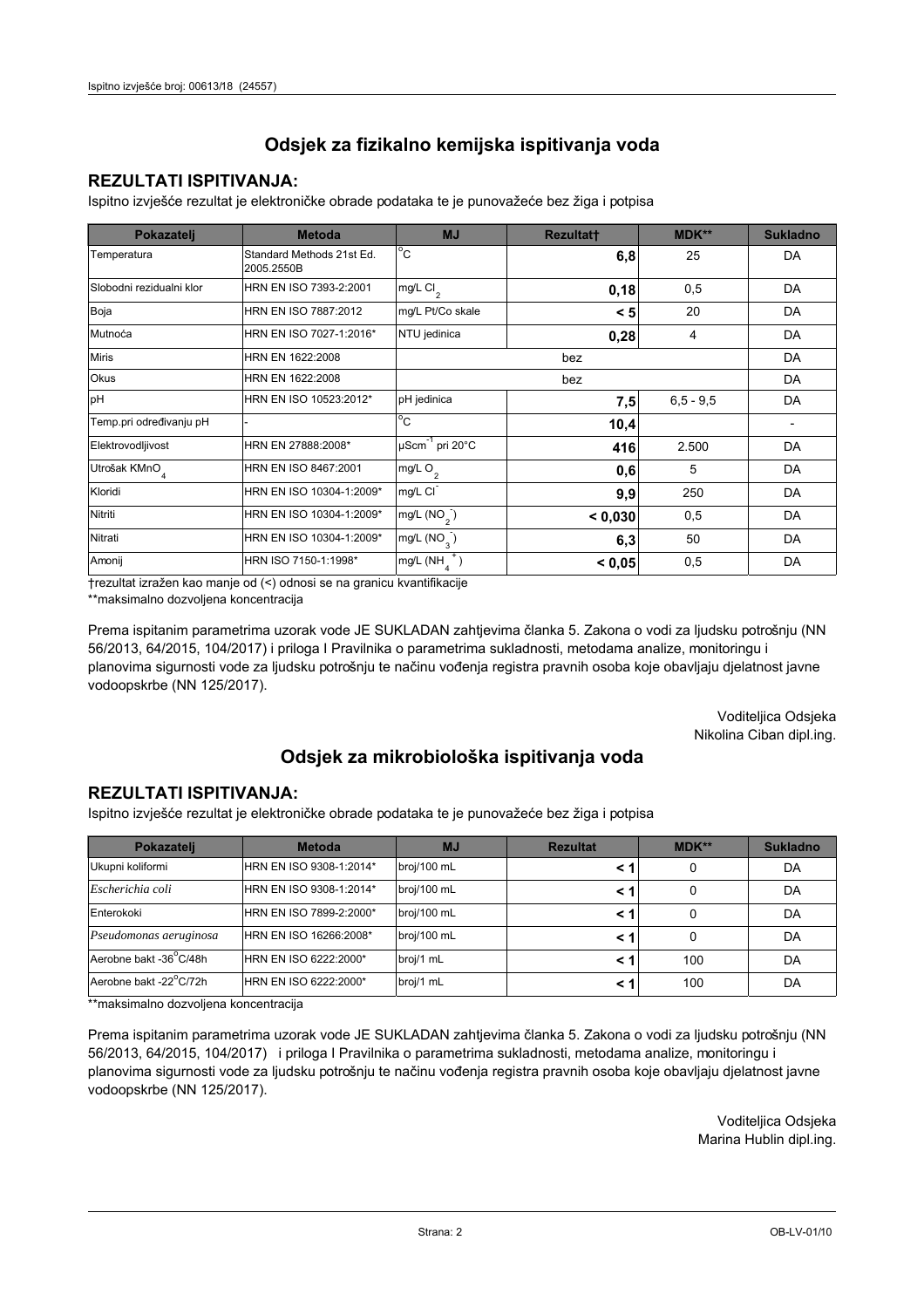## Odsjek za fizikalno kemijska ispitivanja voda

### REZULTATI ISPITIVANJA:

Ispitno izvješće rezultat je elektroničke obrade podataka te je punovažeće bez žiga i potpisa

| Pokazatelj | Metoda | MJ | Rezultat† | MDK** | Sukladno |
|---|---|---|---|---|---|
| Temperatura | Standard Methods 21st Ed. 2005.2550B | °C | **6,8** | 25 | DA |
| Slobodni rezidualni klor | HRN EN ISO 7393-2:2001 | mg/L $Cl_2$ | **0,18** | 0,5 | DA |
| Boja | HRN EN ISO 7887:2012 | mg/L Pt/Co skale | **< 5** | 20 | DA |
| Mutnoća | HRN EN ISO 7027-1:2016* | NTU jedinica | **0,28** | 4 | DA |
| Miris | HRN EN 1622:2008 | bez | | | DA |
| Okus | HRN EN 1622:2008 | bez | | | DA |
| pH | HRN EN ISO 10523:2012* | pH jedinica | **7,5** | 6,5 - 9,5 | DA |
| Temp.pri određivanju pH | - | °C | **10,4** | | - |
| Elektrovodljivost | HRN EN 27888:2008* | $\mu Scm^{-1}$ pri 20°C | **416** | 2.500 | DA |
| Utrošak $KMnO_4$ | HRN EN ISO 8467:2001 | mg/L $O_2$ | **0,6** | 5 | DA |
| Kloridi | HRN EN ISO 10304-1:2009* | mg/L $Cl^-$ | **9,9** | 250 | DA |
| Nitriti | HRN EN ISO 10304-1:2009* | mg/L ($NO_2^-$) | **< 0,030** | 0,5 | DA |
| Nitrati | HRN EN ISO 10304-1:2009* | mg/L ($NO_3^-$) | **6,3** | 50 | DA |
| Amonij | HRN ISO 7150-1:1998* | mg/L ($NH_4^+$) | **< 0,05** | 0,5 | DA |

†rezultat izražen kao manje od (<) odnosi se na granicu kvantifikacije

**maksimalno dozvoljena koncentracija

Prema ispitanim parametrima uzorak vode JE SUKLADAN zahtjevima članka 5. Zakona o vodi za ljudsku potrošnju (NN 56/2013, 64/2015, 104/2017) i priloga I Pravilnika o parametrima sukladnosti, metodama analize, monitoringu i planovima sigurnosti vode za ljudsku potrošnju te načinu vođenja registra pravnih osoba koje obavljaju djelatnost javne vodoopskrbe (NN 125/2017).

Voditeljica Odsjeka
Nikolina Ciban dipl.ing.

## Odsjek za mikrobiološka ispitivanja voda

### REZULTATI ISPITIVANJA:

Ispitno izvješće rezultat je elektroničke obrade podataka te je punovažeće bez žiga i potpisa

| Pokazatelj | Metoda | MJ | Rezultat | MDK** | Sukladno |
|---|---|---|---|---|---|
| Ukupni koliformi | HRN EN ISO 9308-1:2014* | broj/100 mL | **< 1** | 0 | DA |
| *Escherichia coli* | HRN EN ISO 9308-1:2014* | broj/100 mL | **< 1** | 0 | DA |
| Enterokoki | HRN EN ISO 7899-2:2000* | broj/100 mL | **< 1** | 0 | DA |
| *Pseudomonas aeruginosa* | HRN EN ISO 16266:2008* | broj/100 mL | **< 1** | 0 | DA |
| Aerobne bakt -36°C/48h | HRN EN ISO 6222:2000* | broj/1 mL | **< 1** | 100 | DA |
| Aerobne bakt -22°C/72h | HRN EN ISO 6222:2000* | broj/1 mL | **< 1** | 100 | DA |

**maksimalno dozvoljena koncentracija

Prema ispitanim parametrima uzorak vode JE SUKLADAN zahtjevima članka 5. Zakona o vodi za ljudsku potrošnju (NN 56/2013, 64/2015, 104/2017) i priloga I Pravilnika o parametrima sukladnosti, metodama analize, monitoringu i planovima sigurnosti vode za ljudsku potrošnju te načinu vođenja registra pravnih osoba koje obavljaju djelatnost javne vodoopskrbe (NN 125/2017).

Voditeljica Odsjeka
Marina Hublin dipl.ing.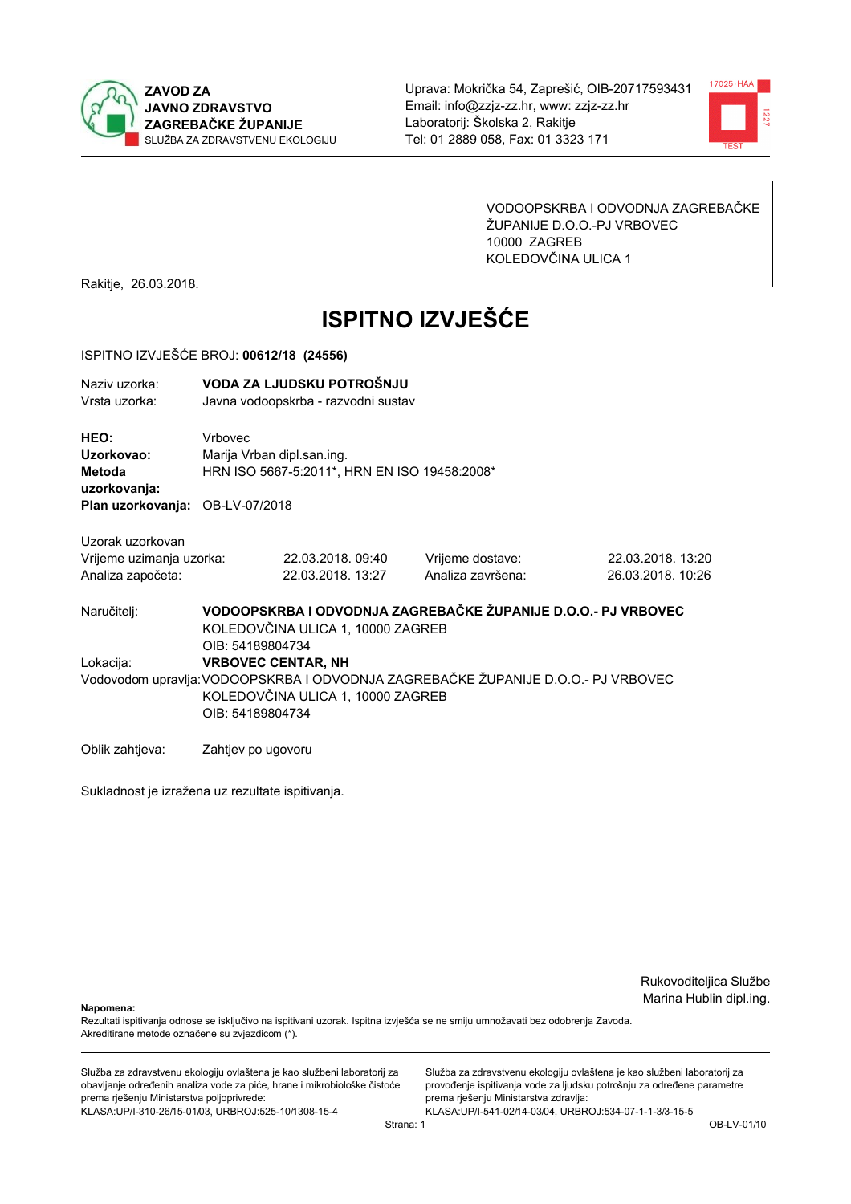**ZAVOD ZA JAVNO ZDRAVSTVO ZAGREBAČKE ŽUPANIJE**
SLUŽBA ZA ZDRAVSTVENU EKOLOGIJU

Uprava: Mokrička 54, Zaprešić, OIB-20717593431
Email: info@zzjz-zz.hr, www: zzjz-zz.hr
Laboratorij: Školska 2, Rakitje
Tel: 01 2889 058, Fax: 01 3323 171

VODOOPSKRBA I ODVODNJA ZAGREBAČKE ŽUPANIJE D.O.O.-PJ VRBOVEC
10000 ZAGREB
KOLEDOVČINA ULICA 1

Rakitje, 26.03.2018.

# ISPITNO IZVJEŠĆE

ISPITNO IZVJEŠĆE BROJ: **00612/18 (24556)**

Naziv uzorka: **VODA ZA LJUDSKU POTROŠNJU**
Vrsta uzorka: Javna vodoopskrba - razvodni sustav

**HEO:** Vrbovec
**Uzorkovao:** Marija Vrban dipl.san.ing.
**Metoda uzorkovanja:** HRN ISO 5667-5:2011*, HRN EN ISO 19458:2008*
**Plan uzorkovanja:** OB-LV-07/2018

Uzorak uzorkovan

| | | | |
|---|---|---|---|
| Vrijeme uzimanja uzorka: | 22.03.2018. 09:40 | Vrijeme dostave: | 22.03.2018. 13:20 |
| Analiza započeta: | 22.03.2018. 13:27 | Analiza završena: | 26.03.2018. 10:26 |

Naručitelj: **VODOOPSKRBA I ODVODNJA ZAGREBAČKE ŽUPANIJE D.O.O.- PJ VRBOVEC**
KOLEDOVČINA ULICA 1, 10000 ZAGREB
OIB: 54189804734

Lokacija: **VRBOVEC CENTAR, NH**

Vodovodom upravlja: VODOOPSKRBA I ODVODNJA ZAGREBAČKE ŽUPANIJE D.O.O.- PJ VRBOVEC
KOLEDOVČINA ULICA 1, 10000 ZAGREB
OIB: 54189804734

Oblik zahtjeva: Zahtjev po ugovoru

Sukladnost je izražena uz rezultate ispitivanja.

Rukovoditeljica Službe
Marina Hublin dipl.ing.

**Napomena:**
Rezultati ispitivanja odnose se isključivo na ispitivani uzorak. Ispitna izvješća se ne smiju umnožavati bez odobrenja Zavoda.
Akreditirane metode označene su zvjezdicom (*).

Služba za zdravstvenu ekologiju ovlaštena je kao službeni laboratorij za obavljanje određenih analiza vode za piće, hrane i mikrobiološke čistoće prema rješenju Ministarstva poljoprivrede:
KLASA:UP/I-310-26/15-01/03, URBROJ:525-10/1308-15-4

Služba za zdravstvenu ekologiju ovlaštena je kao službeni laboratorij za provođenje ispitivanja vode za ljudsku potrošnju za određene parametre prema rješenju Ministarstva zdravlja:
KLASA:UP/I-541-02/14-03/04, URBROJ:534-07-1-1-3/3-15-5

OB-LV-01/10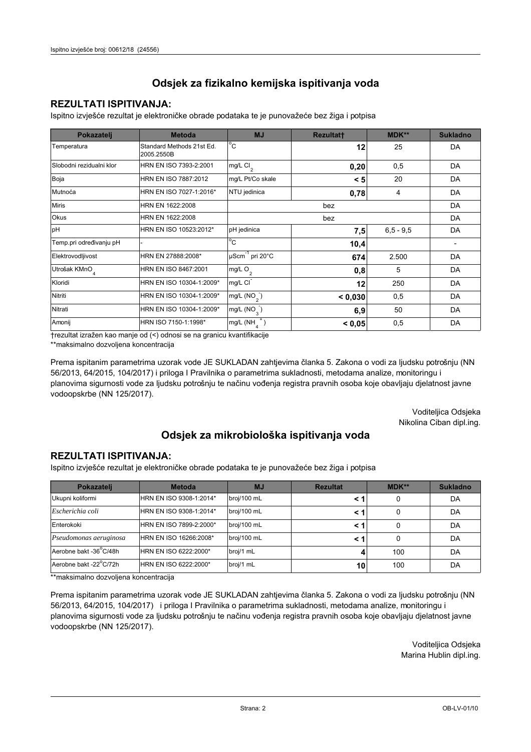# Odsjek za fizikalno kemijska ispitivanja voda

## REZULTATI ISPITIVANJA:

Ispitno izvješće rezultat je elektroničke obrade podataka te je punovažeće bez žiga i potpisa

| Pokazatelj | Metoda | MJ | Rezultat† | MDK** | Sukladno |
|---|---|---|---|---|---|
| Temperatura | Standard Methods 21st Ed. 2005.2550B | °C | **12** | 25 | DA |
| Slobodni rezidualni klor | HRN EN ISO 7393-2:2001 | mg/L $Cl_2$ | **0,20** | 0,5 | DA |
| Boja | HRN EN ISO 7887:2012 | mg/L Pt/Co skale | **< 5** | 20 | DA |
| Mutnoća | HRN EN ISO 7027-1:2016* | NTU jedinica | **0,78** | 4 | DA |
| Miris | HRN EN 1622:2008 | bez | | | DA |
| Okus | HRN EN 1622:2008 | bez | | | DA |
| pH | HRN EN ISO 10523:2012* | pH jedinica | **7,5** | 6,5 - 9,5 | DA |
| Temp.pri određivanju pH | - | °C | **10,4** | | - |
| Elektrovodljivost | HRN EN 27888:2008* | $\mu Scm^{-1}$ pri 20°C | **674** | 2.500 | DA |
| Utrošak $KMnO_4$ | HRN EN ISO 8467:2001 | mg/L $O_2$ | **0,8** | 5 | DA |
| Kloridi | HRN EN ISO 10304-1:2009* | mg/L $Cl^-$ | **12** | 250 | DA |
| Nitriti | HRN EN ISO 10304-1:2009* | mg/L ($NO_2^-$) | **< 0,030** | 0,5 | DA |
| Nitrati | HRN EN ISO 10304-1:2009* | mg/L ($NO_3^-$) | **6,9** | 50 | DA |
| Amonij | HRN ISO 7150-1:1998* | mg/L ($NH_4^+$) | **< 0,05** | 0,5 | DA |

†rezultat izražen kao manje od (<) odnosi se na granicu kvantifikacije

**maksimalno dozvoljena koncentracija

Prema ispitanim parametrima uzorak vode JE SUKLADAN zahtjevima članka 5. Zakona o vodi za ljudsku potrošnju (NN 56/2013, 64/2015, 104/2017) i priloga I Pravilnika o parametrima sukladnosti, metodama analize, monitoringu i planovima sigurnosti vode za ljudsku potrošnju te načinu vođenja registra pravnih osoba koje obavljaju djelatnost javne vodoopskrbe (NN 125/2017).

Voditeljica Odsjeka
Nikolina Ciban dipl.ing.

# Odsjek za mikrobiološka ispitivanja voda

## REZULTATI ISPITIVANJA:

Ispitno izvješće rezultat je elektroničke obrade podataka te je punovažeće bez žiga i potpisa

| Pokazatelj | Metoda | MJ | Rezultat | MDK** | Sukladno |
|---|---|---|---|---|---|
| Ukupni koliformi | HRN EN ISO 9308-1:2014* | broj/100 mL | **< 1** | 0 | DA |
| *Escherichia coli* | HRN EN ISO 9308-1:2014* | broj/100 mL | **< 1** | 0 | DA |
| Enterokoki | HRN EN ISO 7899-2:2000* | broj/100 mL | **< 1** | 0 | DA |
| *Pseudomonas aeruginosa* | HRN EN ISO 16266:2008* | broj/100 mL | **< 1** | 0 | DA |
| Aerobne bakt -36°C/48h | HRN EN ISO 6222:2000* | broj/1 mL | **4** | 100 | DA |
| Aerobne bakt -22°C/72h | HRN EN ISO 6222:2000* | broj/1 mL | **10** | 100 | DA |

**maksimalno dozvoljena koncentracija

Prema ispitanim parametrima uzorak vode JE SUKLADAN zahtjevima članka 5. Zakona o vodi za ljudsku potrošnju (NN 56/2013, 64/2015, 104/2017) i priloga I Pravilnika o parametrima sukladnosti, metodama analize, monitoringu i planovima sigurnosti vode za ljudsku potrošnju te načinu vođenja registra pravnih osoba koje obavljaju djelatnost javne vodoopskrbe (NN 125/2017).

Voditeljica Odsjeka
Marina Hublin dipl.ing.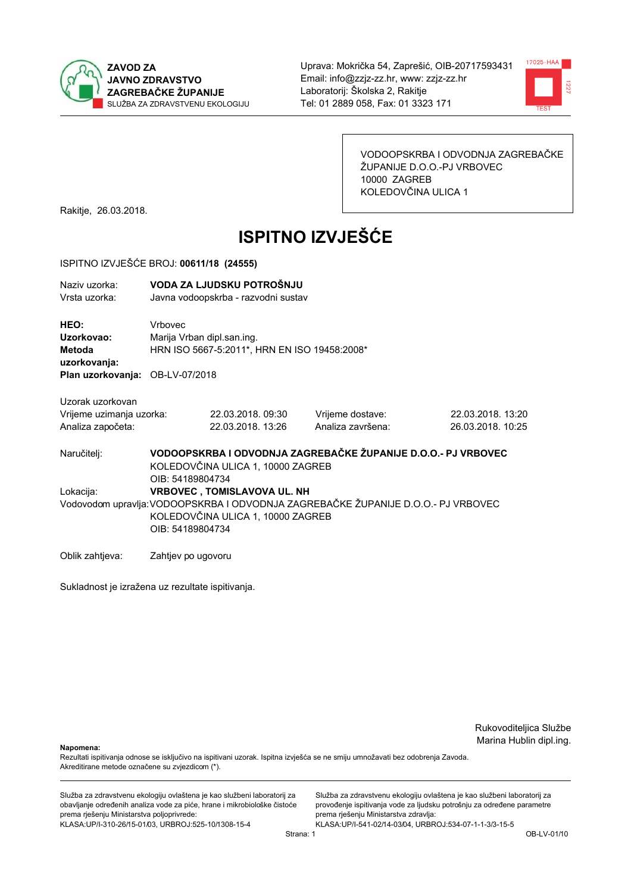**ZAVOD ZA JAVNO ZDRAVSTVO ZAGREBAČKE ŽUPANIJE**
SLUŽBA ZA ZDRAVSTVENU EKOLOGIJU

Uprava: Mokrička 54, Zaprešić, OIB-20717593431
Email: info@zzjz-zz.hr, www: zzjz-zz.hr
Laboratorij: Školska 2, Rakitje
Tel: 01 2889 058, Fax: 01 3323 171

VODOOPSKRBA I ODVODNJA ZAGREBAČKE ŽUPANIJE D.O.O.-PJ VRBOVEC
10000 ZAGREB
KOLEDOVČINA ULICA 1

Rakitje, 26.03.2018.

# ISPITNO IZVJEŠĆE

ISPITNO IZVJEŠĆE BROJ: **00611/18 (24555)**

Naziv uzorka: **VODA ZA LJUDSKU POTROŠNJU**
Vrsta uzorka: Javna vodoopskrba - razvodni sustav

**HEO:** Vrbovec
**Uzorkovao:** Marija Vrban dipl.san.ing.
**Metoda uzorkovanja:** HRN ISO 5667-5:2011*, HRN EN ISO 19458:2008*
**Plan uzorkovanja:** OB-LV-07/2018

Uzorak uzorkovan

| | | | |
|---|---|---|---|
| Vrijeme uzimanja uzorka: | 22.03.2018. 09:30 | Vrijeme dostave: | 22.03.2018. 13:20 |
| Analiza započeta: | 22.03.2018. 13:26 | Analiza završena: | 26.03.2018. 10:25 |

Naručitelj: **VODOOPSKRBA I ODVODNJA ZAGREBAČKE ŽUPANIJE D.O.O.- PJ VRBOVEC**
KOLEDOVČINA ULICA 1, 10000 ZAGREB
OIB: 54189804734

Lokacija: **VRBOVEC , TOMISLAVOVA UL. NH**

Vodovodom upravlja: VODOOPSKRBA I ODVODNJA ZAGREBAČKE ŽUPANIJE D.O.O.- PJ VRBOVEC
KOLEDOVČINA ULICA 1, 10000 ZAGREB
OIB: 54189804734

Oblik zahtjeva: Zahtjev po ugovoru

Sukladnost je izražena uz rezultate ispitivanja.

Rukovoditeljica Službe
Marina Hublin dipl.ing.

**Napomena:**
Rezultati ispitivanja odnose se isključivo na ispitivani uzorak. Ispitna izvješća se ne smiju umnožavati bez odobrenja Zavoda.
Akreditirane metode označene su zvjezdicom (*).

Služba za zdravstvenu ekologiju ovlaštena je kao službeni laboratorij za obavljanje određenih analiza vode za piće, hrane i mikrobiološke čistoće prema rješenju Ministarstva poljoprivrede:
KLASA:UP/I-310-26/15-01/03, URBROJ:525-10/1308-15-4

Služba za zdravstvenu ekologiju ovlaštena je kao službeni laboratorij za provođenje ispitivanja vode za ljudsku potrošnju za određene parametre prema rješenju Ministarstva zdravlja:
KLASA:UP/I-541-02/14-03/04, URBROJ:534-07-1-1-3/3-15-5

OB-LV-01/10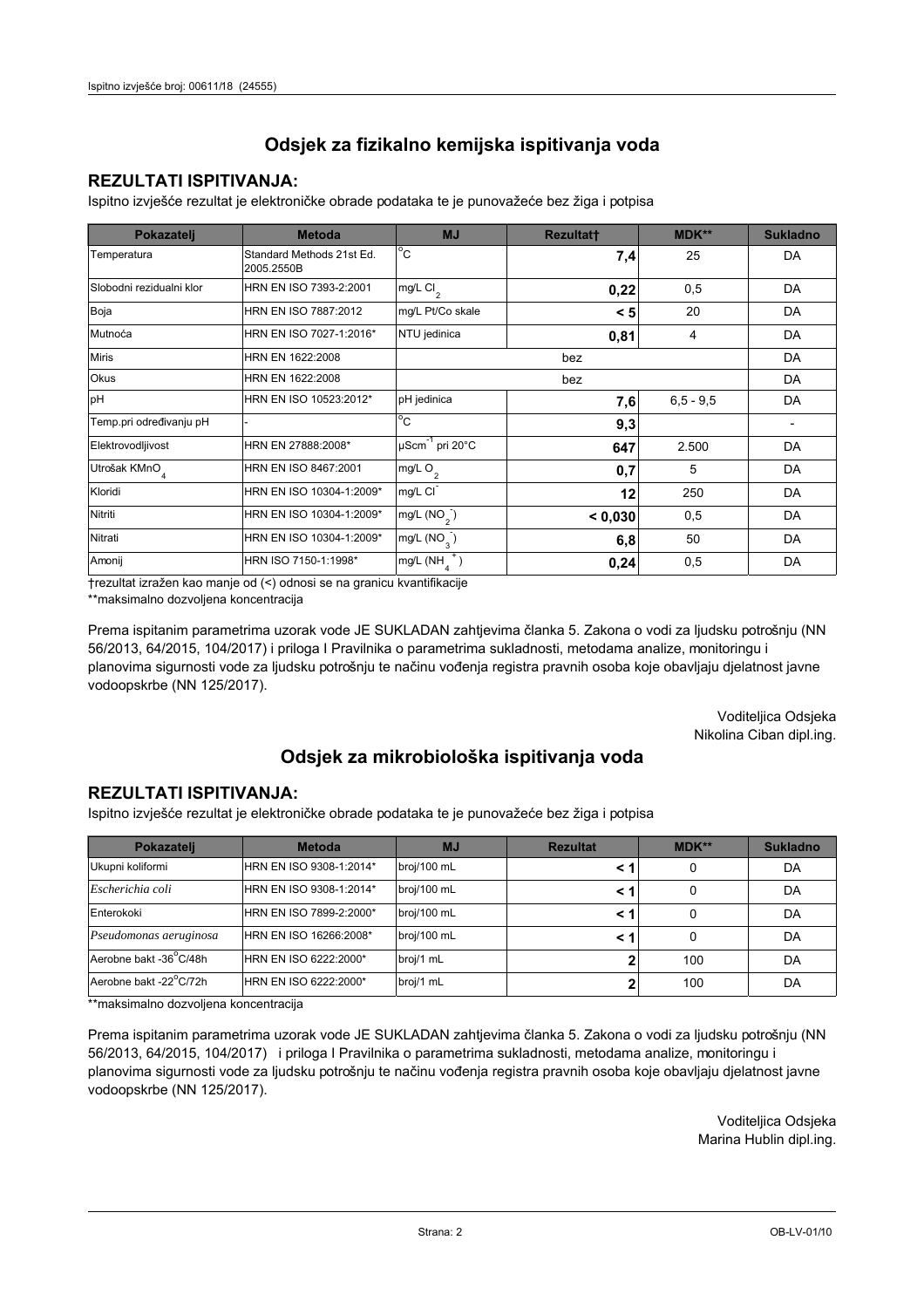## Odsjek za fizikalno kemijska ispitivanja voda

### REZULTATI ISPITIVANJA:

Ispitno izvješće rezultat je elektroničke obrade podataka te je punovažeće bez žiga i potpisa

| Pokazatelj | Metoda | MJ | Rezultat† | MDK** | Sukladno |
|---|---|---|---|---|---|
| Temperatura | Standard Methods 21st Ed. 2005.2550B | °C | 7,4 | 25 | DA |
| Slobodni rezidualni klor | HRN EN ISO 7393-2:2001 | mg/L $Cl_2$ | 0,22 | 0,5 | DA |
| Boja | HRN EN ISO 7887:2012 | mg/L Pt/Co skale | < 5 | 20 | DA |
| Mutnoća | HRN EN ISO 7027-1:2016* | NTU jedinica | 0,81 | 4 | DA |
| Miris | HRN EN 1622:2008 | bez | | | DA |
| Okus | HRN EN 1622:2008 | bez | | | DA |
| pH | HRN EN ISO 10523:2012* | pH jedinica | 7,6 | 6,5 - 9,5 | DA |
| Temp.pri određivanju pH | - | °C | 9,3 | | - |
| Elektrovodljivost | HRN EN 27888:2008* | $\mu Scm^{-1}$ pri 20°C | 647 | 2.500 | DA |
| Utrošak $KMnO_4$ | HRN EN ISO 8467:2001 | mg/L $O_2$ | 0,7 | 5 | DA |
| Kloridi | HRN EN ISO 10304-1:2009* | mg/L $Cl^-$ | 12 | 250 | DA |
| Nitriti | HRN EN ISO 10304-1:2009* | mg/L ($NO_2^-$) | < 0,030 | 0,5 | DA |
| Nitrati | HRN EN ISO 10304-1:2009* | mg/L ($NO_3^-$) | 6,8 | 50 | DA |
| Amonij | HRN ISO 7150-1:1998* | mg/L ($NH_4^+$) | 0,24 | 0,5 | DA |

†rezultat izražen kao manje od (<) odnosi se na granicu kvantifikacije

**maksimalno dozvoljena koncentracija

Prema ispitanim parametrima uzorak vode JE SUKLADAN zahtjevima članka 5. Zakona o vodi za ljudsku potrošnju (NN 56/2013, 64/2015, 104/2017) i priloga I Pravilnika o parametrima sukladnosti, metodama analize, monitoringu i planovima sigurnosti vode za ljudsku potrošnju te načinu vođenja registra pravnih osoba koje obavljaju djelatnost javne vodoopskrbe (NN 125/2017).

Voditeljica Odsjeka
Nikolina Ciban dipl.ing.

## Odsjek za mikrobiološka ispitivanja voda

### REZULTATI ISPITIVANJA:

Ispitno izvješće rezultat je elektroničke obrade podataka te je punovažeće bez žiga i potpisa

| Pokazatelj | Metoda | MJ | Rezultat | MDK** | Sukladno |
|---|---|---|---|---|---|
| Ukupni koliformi | HRN EN ISO 9308-1:2014* | broj/100 mL | < 1 | 0 | DA |
| *Escherichia coli* | HRN EN ISO 9308-1:2014* | broj/100 mL | < 1 | 0 | DA |
| Enterokoki | HRN EN ISO 7899-2:2000* | broj/100 mL | < 1 | 0 | DA |
| *Pseudomonas aeruginosa* | HRN EN ISO 16266:2008* | broj/100 mL | < 1 | 0 | DA |
| Aerobne bakt -36°C/48h | HRN EN ISO 6222:2000* | broj/1 mL | 2 | 100 | DA |
| Aerobne bakt -22°C/72h | HRN EN ISO 6222:2000* | broj/1 mL | 2 | 100 | DA |

**maksimalno dozvoljena koncentracija

Prema ispitanim parametrima uzorak vode JE SUKLADAN zahtjevima članka 5. Zakona o vodi za ljudsku potrošnju (NN 56/2013, 64/2015, 104/2017) i priloga I Pravilnika o parametrima sukladnosti, metodama analize, monitoringu i planovima sigurnosti vode za ljudsku potrošnju te načinu vođenja registra pravnih osoba koje obavljaju djelatnost javne vodoopskrbe (NN 125/2017).

Voditeljica Odsjeka
Marina Hublin dipl.ing.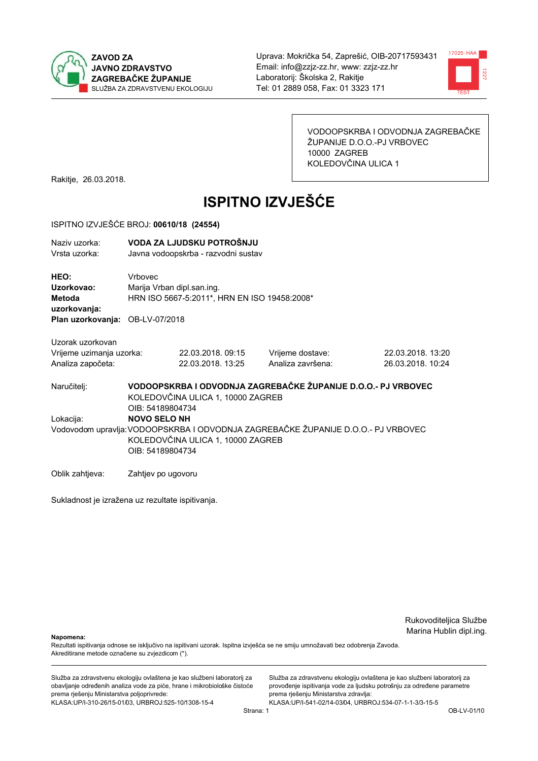**ZAVOD ZA JAVNO ZDRAVSTVO ZAGREBAČKE ŽUPANIJE**
SLUŽBA ZA ZDRAVSTVENU EKOLOGIJU

Uprava: Mokrička 54, Zaprešić, OIB-20717593431
Email: info@zzjz-zz.hr, www: zzjz-zz.hr
Laboratorij: Školska 2, Rakitje
Tel: 01 2889 058, Fax: 01 3323 171

VODOOPSKRBA I ODVODNJA ZAGREBAČKE ŽUPANIJE D.O.O.-PJ VRBOVEC
10000 ZAGREB
KOLEDOVČINA ULICA 1

Rakitje, 26.03.2018.

# ISPITNO IZVJEŠĆE

ISPITNO IZVJEŠĆE BROJ: **00610/18 (24554)**

Naziv uzorka: **VODA ZA LJUDSKU POTROŠNJU**
Vrsta uzorka: Javna vodoopskrba - razvodni sustav

**HEO:** Vrbovec
**Uzorkovao:** Marija Vrban dipl.san.ing.
**Metoda uzorkovanja:** HRN ISO 5667-5:2011*, HRN EN ISO 19458:2008*
**Plan uzorkovanja:** OB-LV-07/2018

Uzorak uzorkovan

| | | | |
|---|---|---|---|
| Vrijeme uzimanja uzorka: | 22.03.2018. 09:15 | Vrijeme dostave: | 22.03.2018. 13:20 |
| Analiza započeta: | 22.03.2018. 13:25 | Analiza završena: | 26.03.2018. 10:24 |

Naručitelj: **VODOOPSKRBA I ODVODNJA ZAGREBAČKE ŽUPANIJE D.O.O.- PJ VRBOVEC**
KOLEDOVČINA ULICA 1, 10000 ZAGREB
OIB: 54189804734

Lokacija: **NOVO SELO NH**

Vodovodom upravlja: VODOOPSKRBA I ODVODNJA ZAGREBAČKE ŽUPANIJE D.O.O.- PJ VRBOVEC
KOLEDOVČINA ULICA 1, 10000 ZAGREB
OIB: 54189804734

Oblik zahtjeva: Zahtjev po ugovoru

Sukladnost je izražena uz rezultate ispitivanja.

Rukovoditeljica Službe
Marina Hublin dipl.ing.

**Napomena:**
Rezultati ispitivanja odnose se isključivo na ispitivani uzorak. Ispitna izvješća se ne smiju umnožavati bez odobrenja Zavoda.
Akreditirane metode označene su zvjezdicom (*).

Služba za zdravstvenu ekologiju ovlaštena je kao službeni laboratorij za obavljanje određenih analiza vode za piće, hrane i mikrobiološke čistoće prema rješenju Ministarstva poljoprivrede:
KLASA:UP/I-310-26/15-01/03, URBROJ:525-10/1308-15-4

Služba za zdravstvenu ekologiju ovlaštena je kao službeni laboratorij za provođenje ispitivanja vode za ljudsku potrošnju za određene parametre prema rješenju Ministarstva zdravlja:
KLASA:UP/I-541-02/14-03/04, URBROJ:534-07-1-1-3/3-15-5

OB-LV-01/10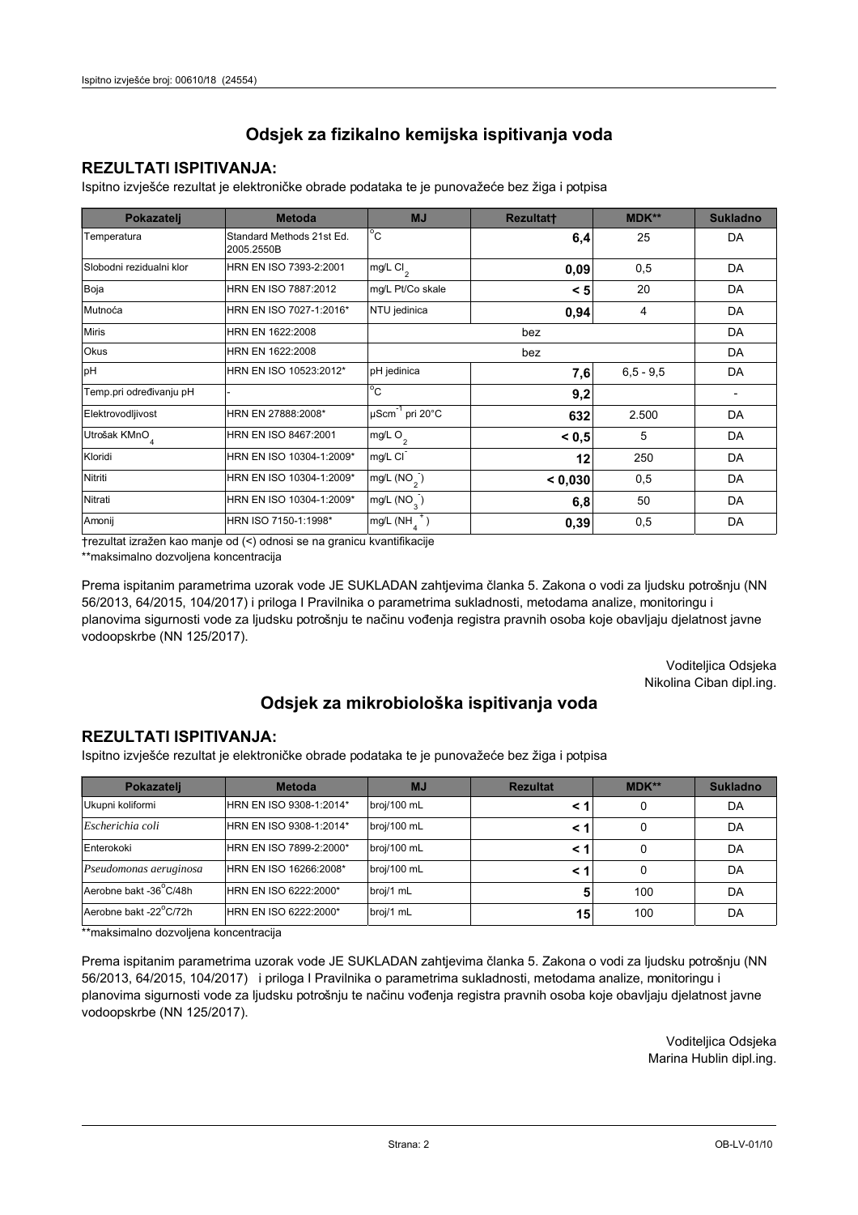## Odsjek za fizikalno kemijska ispitivanja voda

### REZULTATI ISPITIVANJA:

Ispitno izvješće rezultat je elektroničke obrade podataka te je punovažeće bez žiga i potpisa

| Pokazatelj | Metoda | MJ | Rezultat† | MDK** | Sukladno |
|---|---|---|---|---|---|
| Temperatura | Standard Methods 21st Ed. 2005.2550B | °C | **6,4** | 25 | DA |
| Slobodni rezidualni klor | HRN EN ISO 7393-2:2001 | mg/L $Cl_2$ | **0,09** | 0,5 | DA |
| Boja | HRN EN ISO 7887:2012 | mg/L Pt/Co skale | **< 5** | 20 | DA |
| Mutnoća | HRN EN ISO 7027-1:2016* | NTU jedinica | **0,94** | 4 | DA |
| Miris | HRN EN 1622:2008 | bez | | | DA |
| Okus | HRN EN 1622:2008 | bez | | | DA |
| pH | HRN EN ISO 10523:2012* | pH jedinica | **7,6** | 6,5 - 9,5 | DA |
| Temp.pri određivanju pH | - | °C | **9,2** | | - |
| Elektrovodljivost | HRN EN 27888:2008* | $\mu Scm^{-1}$ pri 20°C | **632** | 2.500 | DA |
| Utrošak $KMnO_4$ | HRN EN ISO 8467:2001 | mg/L $O_2$ | **< 0,5** | 5 | DA |
| Kloridi | HRN EN ISO 10304-1:2009* | mg/L $Cl^-$ | **12** | 250 | DA |
| Nitriti | HRN EN ISO 10304-1:2009* | mg/L ($NO_2^-$) | **< 0,030** | 0,5 | DA |
| Nitrati | HRN EN ISO 10304-1:2009* | mg/L ($NO_3^-$) | **6,8** | 50 | DA |
| Amonij | HRN ISO 7150-1:1998* | mg/L ($NH_4^+$) | **0,39** | 0,5 | DA |

†rezultat izražen kao manje od (<) odnosi se na granicu kvantifikacije

**maksimalno dozvoljena koncentracija

Prema ispitanim parametrima uzorak vode JE SUKLADAN zahtjevima članka 5. Zakona o vodi za ljudsku potrošnju (NN 56/2013, 64/2015, 104/2017) i priloga I Pravilnika o parametrima sukladnosti, metodama analize, monitoringu i planovima sigurnosti vode za ljudsku potrošnju te načinu vođenja registra pravnih osoba koje obavljaju djelatnost javne vodoopskrbe (NN 125/2017).

Voditeljica Odsjeka
Nikolina Ciban dipl.ing.

## Odsjek za mikrobiološka ispitivanja voda

### REZULTATI ISPITIVANJA:

Ispitno izvješće rezultat je elektroničke obrade podataka te je punovažeće bez žiga i potpisa

| Pokazatelj | Metoda | MJ | Rezultat | MDK** | Sukladno |
|---|---|---|---|---|---|
| Ukupni koliformi | HRN EN ISO 9308-1:2014* | broj/100 mL | **< 1** | 0 | DA |
| *Escherichia coli* | HRN EN ISO 9308-1:2014* | broj/100 mL | **< 1** | 0 | DA |
| Enterokoki | HRN EN ISO 7899-2:2000* | broj/100 mL | **< 1** | 0 | DA |
| *Pseudomonas aeruginosa* | HRN EN ISO 16266:2008* | broj/100 mL | **< 1** | 0 | DA |
| Aerobne bakt -36°C/48h | HRN EN ISO 6222:2000* | broj/1 mL | **5** | 100 | DA |
| Aerobne bakt -22°C/72h | HRN EN ISO 6222:2000* | broj/1 mL | **15** | 100 | DA |

**maksimalno dozvoljena koncentracija

Prema ispitanim parametrima uzorak vode JE SUKLADAN zahtjevima članka 5. Zakona o vodi za ljudsku potrošnju (NN 56/2013, 64/2015, 104/2017) i priloga I Pravilnika o parametrima sukladnosti, metodama analize, monitoringu i planovima sigurnosti vode za ljudsku potrošnju te načinu vođenja registra pravnih osoba koje obavljaju djelatnost javne vodoopskrbe (NN 125/2017).

Voditeljica Odsjeka
Marina Hublin dipl.ing.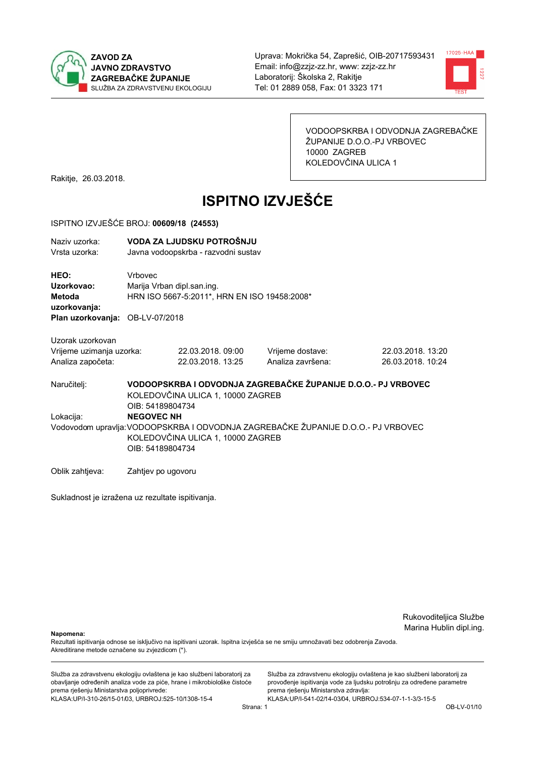**ZAVOD ZA JAVNO ZDRAVSTVO ZAGREBAČKE ŽUPANIJE**
SLUŽBA ZA ZDRAVSTVENU EKOLOGIJU

Uprava: Mokrička 54, Zaprešić, OIB-20717593431
Email: info@zzjz-zz.hr, www: zzjz-zz.hr
Laboratorij: Školska 2, Rakitje
Tel: 01 2889 058, Fax: 01 3323 171

VODOOPSKRBA I ODVODNJA ZAGREBAČKE ŽUPANIJE D.O.O.-PJ VRBOVEC
10000 ZAGREB
KOLEDOVČINA ULICA 1

Rakitje, 26.03.2018.

# ISPITNO IZVJEŠĆE

ISPITNO IZVJEŠĆE BROJ: **00609/18 (24553)**

Naziv uzorka: **VODA ZA LJUDSKU POTROŠNJU**
Vrsta uzorka: Javna vodoopskrba - razvodni sustav

**HEO:** Vrbovec
**Uzorkovao:** Marija Vrban dipl.san.ing.
**Metoda uzorkovanja:** HRN ISO 5667-5:2011*, HRN EN ISO 19458:2008*
**Plan uzorkovanja:** OB-LV-07/2018

Uzorak uzorkovan

| | | | |
|---|---|---|---|
| Vrijeme uzimanja uzorka: | 22.03.2018. 09:00 | Vrijeme dostave: | 22.03.2018. 13:20 |
| Analiza započeta: | 22.03.2018. 13:25 | Analiza završena: | 26.03.2018. 10:24 |

Naručitelj: **VODOOPSKRBA I ODVODNJA ZAGREBAČKE ŽUPANIJE D.O.O.- PJ VRBOVEC**
KOLEDOVČINA ULICA 1, 10000 ZAGREB
OIB: 54189804734

Lokacija: **NEGOVEC NH**

Vodovodom upravlja: VODOOPSKRBA I ODVODNJA ZAGREBAČKE ŽUPANIJE D.O.O.- PJ VRBOVEC
KOLEDOVČINA ULICA 1, 10000 ZAGREB
OIB: 54189804734

Oblik zahtjeva: Zahtjev po ugovoru

Sukladnost je izražena uz rezultate ispitivanja.

Rukovoditeljica Službe
Marina Hublin dipl.ing.

**Napomena:**
Rezultati ispitivanja odnose se isključivo na ispitivani uzorak. Ispitna izvješća se ne smiju umnožavati bez odobrenja Zavoda.
Akreditirane metode označene su zvjezdicom (*).

Služba za zdravstvenu ekologiju ovlaštena je kao službeni laboratorij za obavljanje određenih analiza vode za piće, hrane i mikrobiološke čistoće prema rješenju Ministarstva poljoprivrede:
KLASA:UP/I-310-26/15-01/03, URBROJ:525-10/1308-15-4

Služba za zdravstvenu ekologiju ovlaštena je kao službeni laboratorij za provođenje ispitivanja vode za ljudsku potrošnju za određene parametre prema rješenju Ministarstva zdravlja:
KLASA:UP/I-541-02/14-03/04, URBROJ:534-07-1-1-3/3-15-5

OB-LV-01/10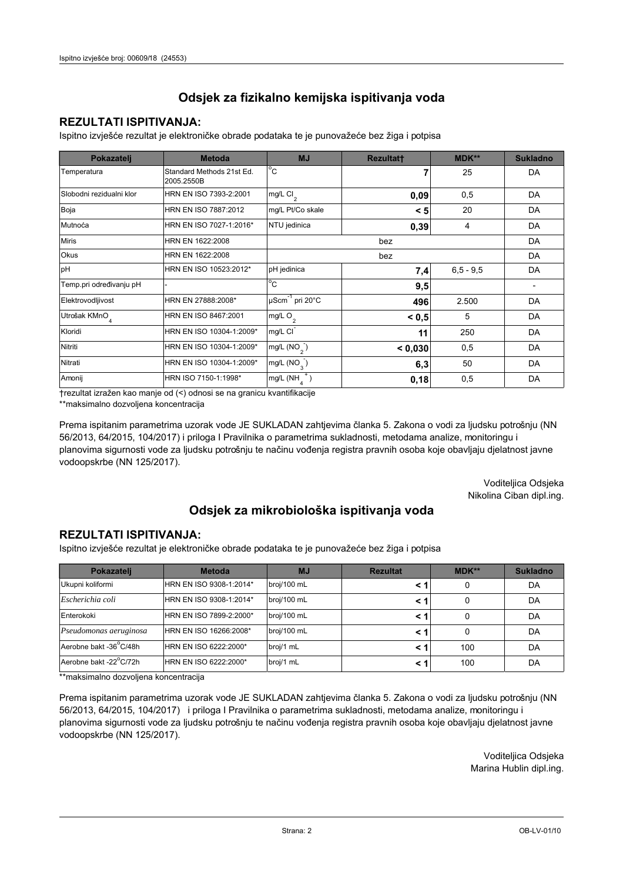## Odsjek za fizikalno kemijska ispitivanja voda

### REZULTATI ISPITIVANJA:

Ispitno izvješće rezultat je elektroničke obrade podataka te je punovažeće bez žiga i potpisa

| Pokazatelj | Metoda | MJ | Rezultat† | MDK** | Sukladno |
|---|---|---|---|---|---|
| Temperatura | Standard Methods 21st Ed. 2005.2550B | °C | **7** | 25 | DA |
| Slobodni rezidualni klor | HRN EN ISO 7393-2:2001 | mg/L $Cl_2$ | **0,09** | 0,5 | DA |
| Boja | HRN EN ISO 7887:2012 | mg/L Pt/Co skale | **< 5** | 20 | DA |
| Mutnoća | HRN EN ISO 7027-1:2016* | NTU jedinica | **0,39** | 4 | DA |
| Miris | HRN EN 1622:2008 | bez | | | DA |
| Okus | HRN EN 1622:2008 | bez | | | DA |
| pH | HRN EN ISO 10523:2012* | pH jedinica | **7,4** | 6,5 - 9,5 | DA |
| Temp.pri određivanju pH | - | °C | **9,5** | | - |
| Elektrovodljivost | HRN EN 27888:2008* | $\mu Scm^{-1}$ pri 20°C | **496** | 2.500 | DA |
| Utrošak $KMnO_4$ | HRN EN ISO 8467:2001 | mg/L $O_2$ | **< 0,5** | 5 | DA |
| Kloridi | HRN EN ISO 10304-1:2009* | mg/L $Cl^-$ | **11** | 250 | DA |
| Nitriti | HRN EN ISO 10304-1:2009* | mg/L ($NO_2^-$) | **< 0,030** | 0,5 | DA |
| Nitrati | HRN EN ISO 10304-1:2009* | mg/L ($NO_3^-$) | **6,3** | 50 | DA |
| Amonij | HRN ISO 7150-1:1998* | mg/L ($NH_4^+$) | **0,18** | 0,5 | DA |

†rezultat izražen kao manje od (<) odnosi se na granicu kvantifikacije

**maksimalno dozvoljena koncentracija

Prema ispitanim parametrima uzorak vode JE SUKLADAN zahtjevima članka 5. Zakona o vodi za ljudsku potrošnju (NN 56/2013, 64/2015, 104/2017) i priloga I Pravilnika o parametrima sukladnosti, metodama analize, monitoringu i planovima sigurnosti vode za ljudsku potrošnju te načinu vođenja registra pravnih osoba koje obavljaju djelatnost javne vodoopskrbe (NN 125/2017).

Voditeljica Odsjeka
Nikolina Ciban dipl.ing.

## Odsjek za mikrobiološka ispitivanja voda

### REZULTATI ISPITIVANJA:

Ispitno izvješće rezultat je elektroničke obrade podataka te je punovažeće bez žiga i potpisa

| Pokazatelj | Metoda | MJ | Rezultat | MDK** | Sukladno |
|---|---|---|---|---|---|
| Ukupni koliformi | HRN EN ISO 9308-1:2014* | broj/100 mL | **< 1** | 0 | DA |
| *Escherichia coli* | HRN EN ISO 9308-1:2014* | broj/100 mL | **< 1** | 0 | DA |
| Enterokoki | HRN EN ISO 7899-2:2000* | broj/100 mL | **< 1** | 0 | DA |
| *Pseudomonas aeruginosa* | HRN EN ISO 16266:2008* | broj/100 mL | **< 1** | 0 | DA |
| Aerobne bakt -36°C/48h | HRN EN ISO 6222:2000* | broj/1 mL | **< 1** | 100 | DA |
| Aerobne bakt -22°C/72h | HRN EN ISO 6222:2000* | broj/1 mL | **< 1** | 100 | DA |

**maksimalno dozvoljena koncentracija

Prema ispitanim parametrima uzorak vode JE SUKLADAN zahtjevima članka 5. Zakona o vodi za ljudsku potrošnju (NN 56/2013, 64/2015, 104/2017) i priloga I Pravilnika o parametrima sukladnosti, metodama analize, monitoringu i planovima sigurnosti vode za ljudsku potrošnju te načinu vođenja registra pravnih osoba koje obavljaju djelatnost javne vodoopskrbe (NN 125/2017).

Voditeljica Odsjeka
Marina Hublin dipl.ing.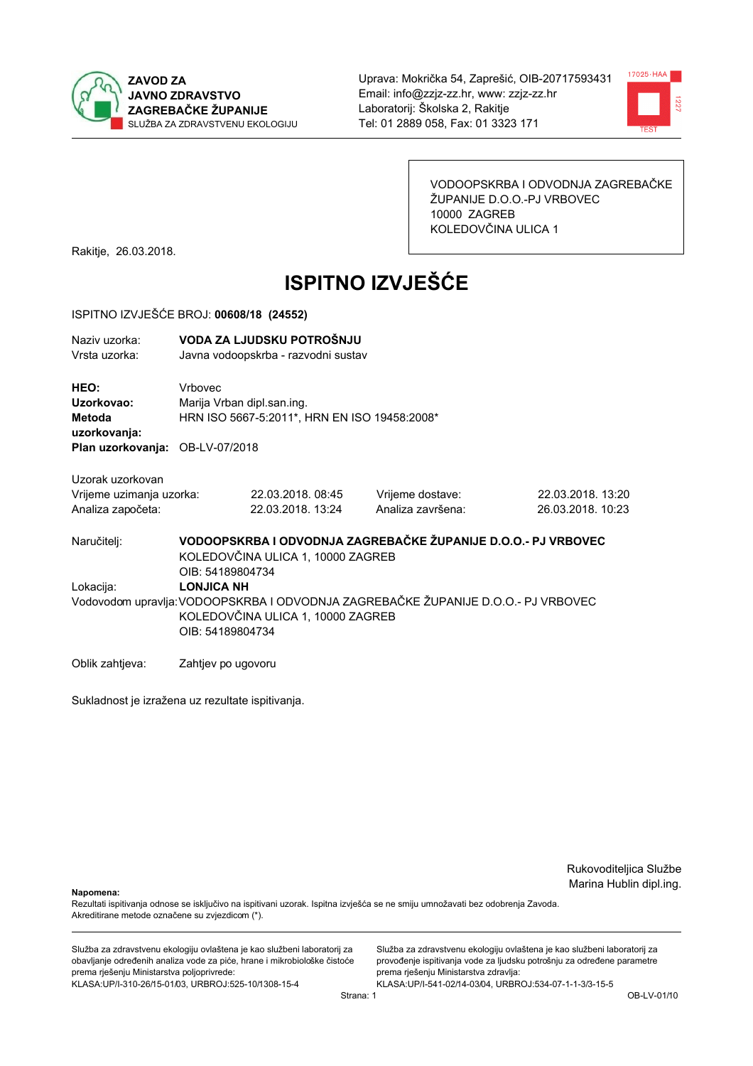**ZAVOD ZA JAVNO ZDRAVSTVO ZAGREBAČKE ŽUPANIJE**
SLUŽBA ZA ZDRAVSTVENU EKOLOGIJU

Uprava: Mokrička 54, Zaprešić, OIB-20717593431
Email: info@zzjz-zz.hr, www: zzjz-zz.hr
Laboratorij: Školska 2, Rakitje
Tel: 01 2889 058, Fax: 01 3323 171

VODOOPSKRBA I ODVODNJA ZAGREBAČKE ŽUPANIJE D.O.O.-PJ VRBOVEC
10000 ZAGREB
KOLEDOVČINA ULICA 1

Rakitje, 26.03.2018.

# ISPITNO IZVJEŠĆE

ISPITNO IZVJEŠĆE BROJ: **00608/18 (24552)**

Naziv uzorka: **VODA ZA LJUDSKU POTROŠNJU**
Vrsta uzorka: Javna vodoopskrba - razvodni sustav

**HEO:** Vrbovec
**Uzorkovao:** Marija Vrban dipl.san.ing.
**Metoda uzorkovanja:** HRN ISO 5667-5:2011*, HRN EN ISO 19458:2008*
**Plan uzorkovanja:** OB-LV-07/2018

Uzorak uzorkovan

| | | | |
|---|---|---|---|
| Vrijeme uzimanja uzorka: | 22.03.2018. 08:45 | Vrijeme dostave: | 22.03.2018. 13:20 |
| Analiza započeta: | 22.03.2018. 13:24 | Analiza završena: | 26.03.2018. 10:23 |

Naručitelj: **VODOOPSKRBA I ODVODNJA ZAGREBAČKE ŽUPANIJE D.O.O.- PJ VRBOVEC**
KOLEDOVČINA ULICA 1, 10000 ZAGREB
OIB: 54189804734

Lokacija: **LONJICA NH**

Vodovodom upravlja: VODOOPSKRBA I ODVODNJA ZAGREBAČKE ŽUPANIJE D.O.O.- PJ VRBOVEC
KOLEDOVČINA ULICA 1, 10000 ZAGREB
OIB: 54189804734

Oblik zahtjeva: Zahtjev po ugovoru

Sukladnost je izražena uz rezultate ispitivanja.

Rukovoditeljica Službe
Marina Hublin dipl.ing.

**Napomena:**
Rezultati ispitivanja odnose se isključivo na ispitivani uzorak. Ispitna izvješća se ne smiju umnožavati bez odobrenja Zavoda.
Akreditirane metode označene su zvjezdicom (*).

Služba za zdravstvenu ekologiju ovlaštena je kao službeni laboratorij za obavljanje određenih analiza vode za piće, hrane i mikrobiološke čistoće prema rješenju Ministarstva poljoprivrede:
KLASA:UP/I-310-26/15-01/03, URBROJ:525-10/1308-15-4

Služba za zdravstvenu ekologiju ovlaštena je kao službeni laboratorij za provođenje ispitivanja vode za ljudsku potrošnju za određene parametre prema rješenju Ministarstva zdravlja:
KLASA:UP/I-541-02/14-03/04, URBROJ:534-07-1-1-3/3-15-5

OB-LV-01/10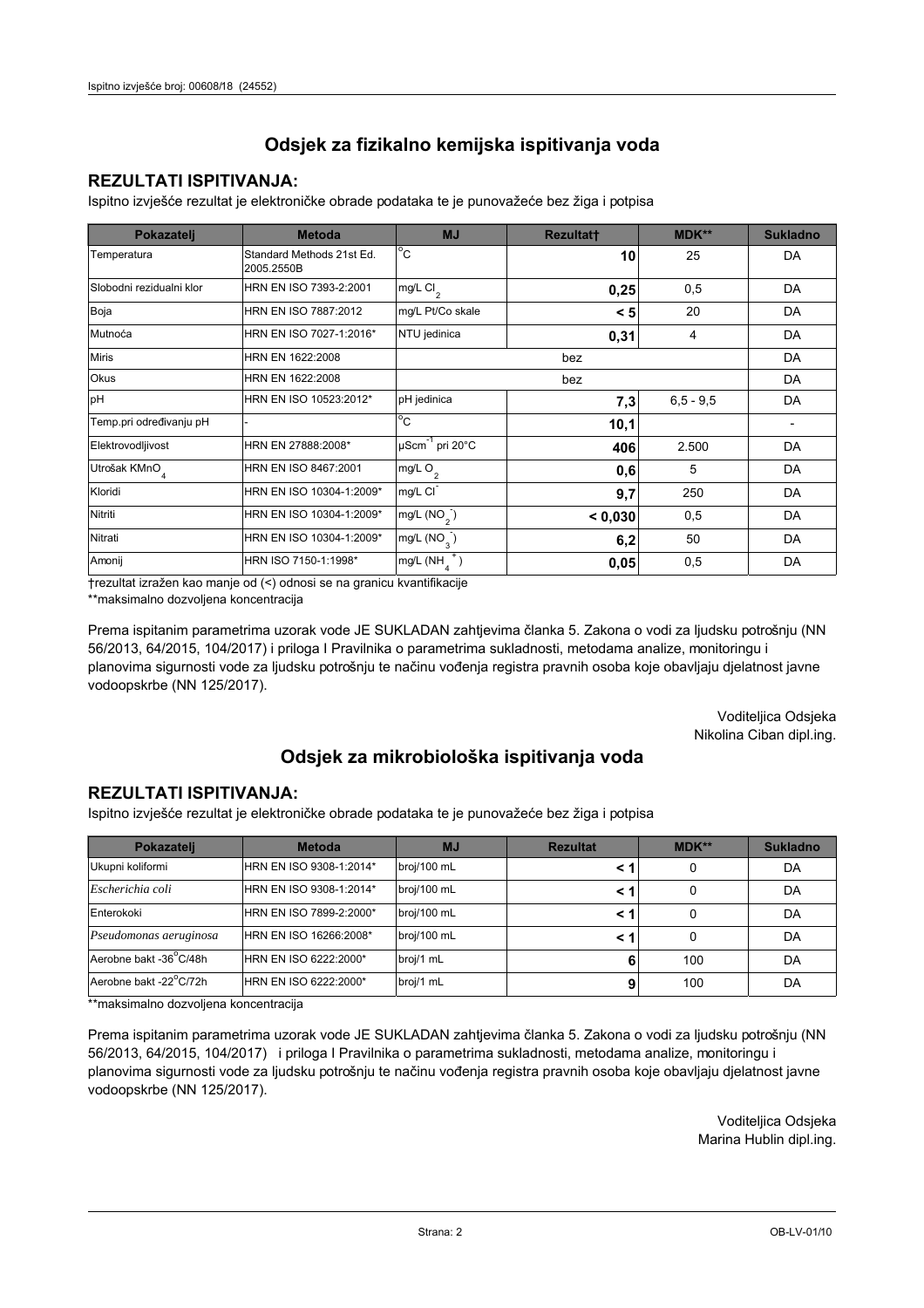## Odsjek za fizikalno kemijska ispitivanja voda

### REZULTATI ISPITIVANJA:

Ispitno izvješće rezultat je elektroničke obrade podataka te je punovažeće bez žiga i potpisa

| Pokazatelj | Metoda | MJ | Rezultat† | MDK** | Sukladno |
|---|---|---|---|---|---|
| Temperatura | Standard Methods 21st Ed. 2005.2550B | °C | **10** | 25 | DA |
| Slobodni rezidualni klor | HRN EN ISO 7393-2:2001 | mg/L $Cl_2$ | **0,25** | 0,5 | DA |
| Boja | HRN EN ISO 7887:2012 | mg/L Pt/Co skale | **< 5** | 20 | DA |
| Mutnoća | HRN EN ISO 7027-1:2016* | NTU jedinica | **0,31** | 4 | DA |
| Miris | HRN EN 1622:2008 | bez | | | DA |
| Okus | HRN EN 1622:2008 | bez | | | DA |
| pH | HRN EN ISO 10523:2012* | pH jedinica | **7,3** | 6,5 - 9,5 | DA |
| Temp.pri određivanju pH | - | °C | **10,1** | | - |
| Elektrovodljivost | HRN EN 27888:2008* | $\mu Scm^{-1}$ pri 20°C | **406** | 2.500 | DA |
| Utrošak $KMnO_4$ | HRN EN ISO 8467:2001 | mg/L $O_2$ | **0,6** | 5 | DA |
| Kloridi | HRN EN ISO 10304-1:2009* | mg/L $Cl^-$ | **9,7** | 250 | DA |
| Nitriti | HRN EN ISO 10304-1:2009* | mg/L ($NO_2^-$) | **< 0,030** | 0,5 | DA |
| Nitrati | HRN EN ISO 10304-1:2009* | mg/L ($NO_3^-$) | **6,2** | 50 | DA |
| Amonij | HRN ISO 7150-1:1998* | mg/L ($NH_4^+$) | **0,05** | 0,5 | DA |

†rezultat izražen kao manje od (<) odnosi se na granicu kvantifikacije

**maksimalno dozvoljena koncentracija

Prema ispitanim parametrima uzorak vode JE SUKLADAN zahtjevima članka 5. Zakona o vodi za ljudsku potrošnju (NN 56/2013, 64/2015, 104/2017) i priloga I Pravilnika o parametrima sukladnosti, metodama analize, monitoringu i planovima sigurnosti vode za ljudsku potrošnju te načinu vođenja registra pravnih osoba koje obavljaju djelatnost javne vodoopskrbe (NN 125/2017).

Voditeljica Odsjeka
Nikolina Ciban dipl.ing.

## Odsjek za mikrobiološka ispitivanja voda

### REZULTATI ISPITIVANJA:

Ispitno izvješće rezultat je elektroničke obrade podataka te je punovažeće bez žiga i potpisa

| Pokazatelj | Metoda | MJ | Rezultat | MDK** | Sukladno |
|---|---|---|---|---|---|
| Ukupni koliformi | HRN EN ISO 9308-1:2014* | broj/100 mL | **< 1** | 0 | DA |
| *Escherichia coli* | HRN EN ISO 9308-1:2014* | broj/100 mL | **< 1** | 0 | DA |
| Enterokoki | HRN EN ISO 7899-2:2000* | broj/100 mL | **< 1** | 0 | DA |
| *Pseudomonas aeruginosa* | HRN EN ISO 16266:2008* | broj/100 mL | **< 1** | 0 | DA |
| Aerobne bakt -36°C/48h | HRN EN ISO 6222:2000* | broj/1 mL | **6** | 100 | DA |
| Aerobne bakt -22°C/72h | HRN EN ISO 6222:2000* | broj/1 mL | **9** | 100 | DA |

**maksimalno dozvoljena koncentracija

Prema ispitanim parametrima uzorak vode JE SUKLADAN zahtjevima članka 5. Zakona o vodi za ljudsku potrošnju (NN 56/2013, 64/2015, 104/2017) i priloga I Pravilnika o parametrima sukladnosti, metodama analize, monitoringu i planovima sigurnosti vode za ljudsku potrošnju te načinu vođenja registra pravnih osoba koje obavljaju djelatnost javne vodoopskrbe (NN 125/2017).

Voditeljica Odsjeka
Marina Hublin dipl.ing.